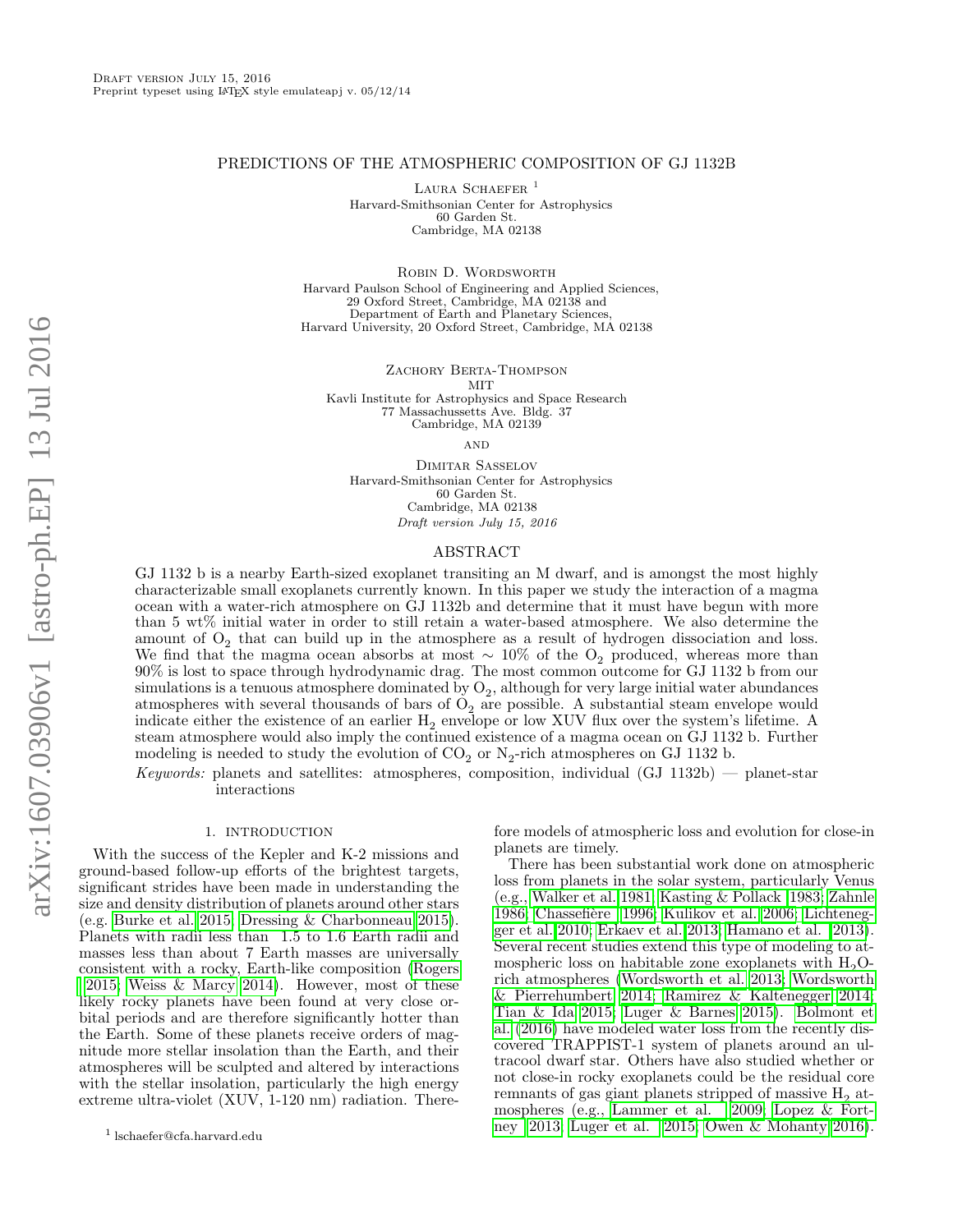Draft version July 15, 2016
Preprint typeset using LaTeX style emulateapj v. 05/12/14

# PREDICTIONS OF THE ATMOSPHERIC COMPOSITION OF GJ 1132B

Laura Schaefer [1]
Harvard-Smithsonian Center for Astrophysics
60 Garden St.
Cambridge, MA 02138

Robin D. Wordsworth
Harvard Paulson School of Engineering and Applied Sciences,
29 Oxford Street, Cambridge, MA 02138 and
Department of Earth and Planetary Sciences,
Harvard University, 20 Oxford Street, Cambridge, MA 02138

Zachory Berta-Thompson
MIT
Kavli Institute for Astrophysics and Space Research
77 Massachussetts Ave. Bldg. 37
Cambridge, MA 02139

and

Dimitar Sasselov
Harvard-Smithsonian Center for Astrophysics
60 Garden St.
Cambridge, MA 02138

*Draft version July 15, 2016*

## ABSTRACT

GJ 1132 b is a nearby Earth-sized exoplanet transiting an M dwarf, and is amongst the most highly characterizable small exoplanets currently known. In this paper we study the interaction of a magma ocean with a water-rich atmosphere on GJ 1132b and determine that it must have begun with more than 5 wt% initial water in order to still retain a water-based atmosphere. We also determine the amount of $O_2$ that can build up in the atmosphere as a result of hydrogen dissociation and loss. We find that the magma ocean absorbs at most $\sim 10\%$ of the $O_2$ produced, whereas more than 90% is lost to space through hydrodynamic drag. The most common outcome for GJ 1132 b from our simulations is a tenuous atmosphere dominated by $O_2$, although for very large initial water abundances atmospheres with several thousands of bars of $O_2$ are possible. A substantial steam envelope would indicate either the existence of an earlier $H_2$ envelope or low XUV flux over the system's lifetime. A steam atmosphere would also imply the continued existence of a magma ocean on GJ 1132 b. Further modeling is needed to study the evolution of $CO_2$ or $N_2$-rich atmospheres on GJ 1132 b.

*Keywords:* planets and satellites: atmospheres, composition, individual (GJ 1132b) — planet-star interactions

## 1. INTRODUCTION

With the success of the Kepler and K-2 missions and ground-based follow-up efforts of the brightest targets, significant strides have been made in understanding the size and density distribution of planets around other stars (e.g. Burke et al. 2015; Dressing & Charbonneau 2015). Planets with radii less than 1.5 to 1.6 Earth radii and masses less than about 7 Earth masses are universally consistent with a rocky, Earth-like composition (Rogers 2015; Weiss & Marcy 2014). However, most of these likely rocky planets have been found at very close orbital periods and are therefore significantly hotter than the Earth. Some of these planets receive orders of magnitude more stellar insolation than the Earth, and their atmospheres will be sculpted and altered by interactions with the stellar insolation, particularly the high energy extreme ultra-violet (XUV, 1-120 nm) radiation. Therefore models of atmospheric loss and evolution for close-in planets are timely.

There has been substantial work done on atmospheric loss from planets in the solar system, particularly Venus (e.g., Walker et al. 1981; Kasting & Pollack 1983; Zahnle 1986; Chassefière 1996; Kulikov et al. 2006; Lichtenegger et al. 2010; Erkaev et al. 2013; Hamano et al. 2013). Several recent studies extend this type of modeling to atmospheric loss on habitable zone exoplanets with $H_2O$-rich atmospheres (Wordsworth et al. 2013; Wordsworth & Pierrehumbert 2014; Ramirez & Kaltenegger 2014; Tian & Ida 2015; Luger & Barnes 2015). Bolmont et al. (2016) have modeled water loss from the recently discovered TRAPPIST-1 system of planets around an ultracool dwarf star. Others have also studied whether or not close-in rocky exoplanets could be the residual core remnants of gas giant planets stripped of massive $H_2$ atmospheres (e.g., Lammer et al. 2009; Lopez & Fortney 2013; Luger et al. 2015; Owen & Mohanty 2016).

[1] lschaefer@cfa.harvard.edu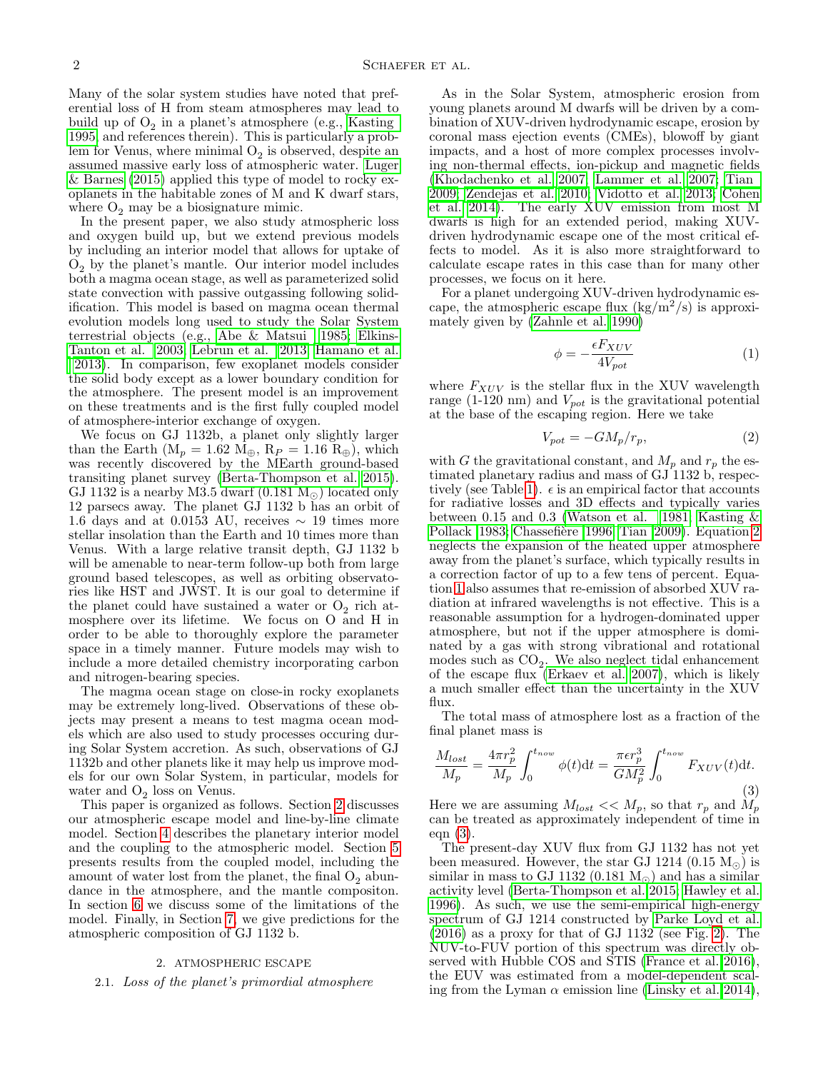Many of the solar system studies have noted that preferential loss of H from steam atmospheres may lead to build up of $O_2$ in a planet's atmosphere (e.g., Kasting 1995 and references therein). This is particularly a problem for Venus, where minimal $O_2$ is observed, despite an assumed massive early loss of atmospheric water. Luger & Barnes (2015) applied this type of model to rocky exoplanets in the habitable zones of M and K dwarf stars, where $O_2$ may be a biosignature mimic.

In the present paper, we also study atmospheric loss and oxygen build up, but we extend previous models by including an interior model that allows for uptake of $O_2$ by the planet's mantle. Our interior model includes both a magma ocean stage, as well as parameterized solid state convection with passive outgassing following solidification. This model is based on magma ocean thermal evolution models long used to study the Solar System terrestrial objects (e.g., Abe & Matsui 1985; Elkins-Tanton et al. 2003; Lebrun et al. 2013; Hamano et al. 2013). In comparison, few exoplanet models consider the solid body except as a lower boundary condition for the atmosphere. The present model is an improvement on these treatments and is the first fully coupled model of atmosphere-interior exchange of oxygen.

We focus on GJ 1132b, a planet only slightly larger than the Earth ($M_p$ = 1.62 $M_\oplus$, $R_P$ = 1.16 $R_\oplus$), which was recently discovered by the MEarth ground-based transiting planet survey (Berta-Thompson et al. 2015). GJ 1132 is a nearby M3.5 dwarf (0.181 $M_\odot$) located only 12 parsecs away. The planet GJ 1132 b has an orbit of 1.6 days and at 0.0153 AU, receives $\sim$ 19 times more stellar insolation than the Earth and 10 times more than Venus. With a large relative transit depth, GJ 1132 b will be amenable to near-term follow-up both from large ground based telescopes, as well as orbiting observatories like HST and JWST. It is our goal to determine if the planet could have sustained a water or $O_2$ rich atmosphere over its lifetime. We focus on O and H in order to be able to thoroughly explore the parameter space in a timely manner. Future models may wish to include a more detailed chemistry incorporating carbon and nitrogen-bearing species.

The magma ocean stage on close-in rocky exoplanets may be extremely long-lived. Observations of these objects may present a means to test magma ocean models which are also used to study processes occuring during Solar System accretion. As such, observations of GJ 1132b and other planets like it may help us improve models for our own Solar System, in particular, models for water and $O_2$ loss on Venus.

This paper is organized as follows. Section 2 discusses our atmospheric escape model and line-by-line climate model. Section 4 describes the planetary interior model and the coupling to the atmospheric model. Section 5 presents results from the coupled model, including the amount of water lost from the planet, the final $O_2$ abundance in the atmosphere, and the mantle compositon. In section 6 we discuss some of the limitations of the model. Finally, in Section 7, we give predictions for the atmospheric composition of GJ 1132 b.

## 2. ATMOSPHERIC ESCAPE

### 2.1. *Loss of the planet's primordial atmosphere*

As in the Solar System, atmospheric erosion from young planets around M dwarfs will be driven by a combination of XUV-driven hydrodynamic escape, erosion by coronal mass ejection events (CMEs), blowoff by giant impacts, and a host of more complex processes involving non-thermal effects, ion-pickup and magnetic fields (Khodachenko et al. 2007; Lammer et al. 2007; Tian 2009; Zendejas et al. 2010; Vidotto et al. 2013; Cohen et al. 2014). The early XUV emission from most M dwarfs is high for an extended period, making XUV-driven hydrodynamic escape one of the most critical effects to model. As it is also more straightforward to calculate escape rates in this case than for many other processes, we focus on it here.

For a planet undergoing XUV-driven hydrodynamic escape, the atmospheric escape flux (kg/m$^2$/s) is approximately given by (Zahnle et al. 1990)

$$\phi = -\frac{\epsilon F_{XUV}}{4V_{pot}} \tag{1}$$

where $F_{XUV}$ is the stellar flux in the XUV wavelength range (1-120 nm) and $V_{pot}$ is the gravitational potential at the base of the escaping region. Here we take

$$V_{pot} = -GM_p/r_p, \tag{2}$$

with $G$ the gravitational constant, and $M_p$ and $r_p$ the estimated planetary radius and mass of GJ 1132 b, respectively (see Table 1). $\epsilon$ is an empirical factor that accounts for radiative losses and 3D effects and typically varies between 0.15 and 0.3 (Watson et al. 1981; Kasting & Pollack 1983; Chassefière 1996; Tian 2009). Equation 2 neglects the expansion of the heated upper atmosphere away from the planet's surface, which typically results in a correction factor of up to a few tens of percent. Equation 1 also assumes that re-emission of absorbed XUV radiation at infrared wavelengths is not effective. This is a reasonable assumption for a hydrogen-dominated upper atmosphere, but not if the upper atmosphere is dominated by a gas with strong vibrational and rotational modes such as $CO_2$. We also neglect tidal enhancement of the escape flux (Erkaev et al. 2007), which is likely a much smaller effect than the uncertainty in the XUV flux.

The total mass of atmosphere lost as a fraction of the final planet mass is

$$\frac{M_{lost}}{M_p} = \frac{4\pi r_p^2}{M_p}\int_0^{t_{now}} \phi(t)\mathrm{d}t = \frac{\pi\epsilon r_p^3}{GM_p^2}\int_0^{t_{now}} F_{XUV}(t)\mathrm{d}t. \tag{3}$$

Here we are assuming $M_{lost} << M_p$, so that $r_p$ and $M_p$ can be treated as approximately independent of time in eqn (3).

The present-day XUV flux from GJ 1132 has not yet been measured. However, the star GJ 1214 (0.15 $M_\odot$) is similar in mass to GJ 1132 (0.181 $M_\odot$) and has a similar activity level (Berta-Thompson et al. 2015; Hawley et al. 1996). As such, we use the semi-empirical high-energy spectrum of GJ 1214 constructed by Parke Loyd et al. (2016) as a proxy for that of GJ 1132 (see Fig. 2). The NUV-to-FUV portion of this spectrum was directly observed with Hubble COS and STIS (France et al. 2016), the EUV was estimated from a model-dependent scaling from the Lyman $\alpha$ emission line (Linsky et al. 2014),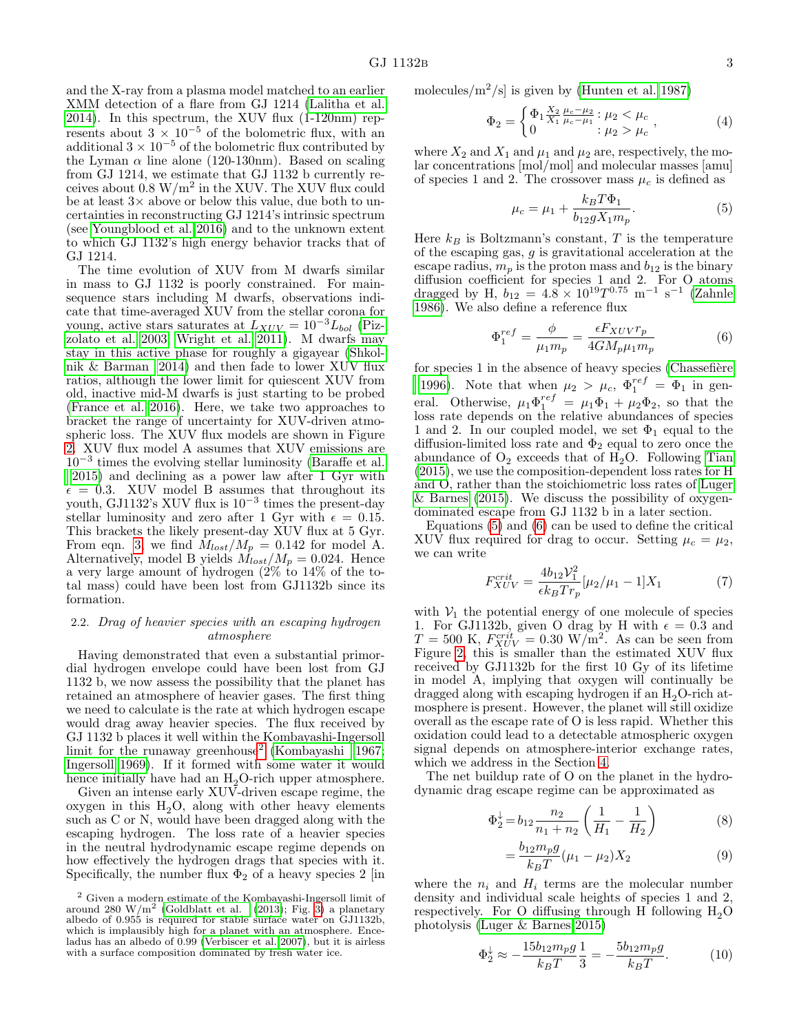and the X-ray from a plasma model matched to an earlier XMM detection of a flare from GJ 1214 (Lalitha et al. 2014). In this spectrum, the XUV flux (1-120nm) represents about $3 \times 10^{-5}$ of the bolometric flux, with an additional $3 \times 10^{-5}$ of the bolometric flux contributed by the Lyman $\alpha$ line alone (120-130nm). Based on scaling from GJ 1214, we estimate that GJ 1132 b currently receives about 0.8 W/m$^2$ in the XUV. The XUV flux could be at least 3× above or below this value, due both to uncertainties in reconstructing GJ 1214's intrinsic spectrum (see Youngblood et al. 2016) and to the unknown extent to which GJ 1132's high energy behavior tracks that of GJ 1214.

The time evolution of XUV from M dwarfs similar in mass to GJ 1132 is poorly constrained. For main-sequence stars including M dwarfs, observations indicate that time-averaged XUV from the stellar corona for young, active stars saturates at $L_{XUV} = 10^{-3} L_{bol}$ (Pizzolato et al. 2003; Wright et al. 2011). M dwarfs may stay in this active phase for roughly a gigayear (Shkolnik & Barman 2014) and then fade to lower XUV flux ratios, although the lower limit for quiescent XUV from old, inactive mid-M dwarfs is just starting to be probed (France et al. 2016). Here, we take two approaches to bracket the range of uncertainty for XUV-driven atmospheric loss. The XUV flux models are shown in Figure 2. XUV flux model A assumes that XUV emissions are $10^{-3}$ times the evolving stellar luminosity (Baraffe et al. 2015) and declining as a power law after 1 Gyr with $\epsilon = 0.3$. XUV model B assumes that throughout its youth, GJ1132's XUV flux is $10^{-3}$ times the present-day stellar luminosity and zero after 1 Gyr with $\epsilon = 0.15$. This brackets the likely present-day XUV flux at 5 Gyr. From eqn. 3, we find $M_{lost}/M_p = 0.142$ for model A. Alternatively, model B yields $M_{lost}/M_p = 0.024$. Hence a very large amount of hydrogen (2% to 14% of the total mass) could have been lost from GJ1132b since its formation.

### 2.2. *Drag of heavier species with an escaping hydrogen atmosphere*

Having demonstrated that even a substantial primordial hydrogen envelope could have been lost from GJ 1132 b, we now assess the possibility that the planet has retained an atmosphere of heavier gases. The first thing we need to calculate is the rate at which hydrogen escape would drag away heavier species. The flux received by GJ 1132 b places it well within the Kombayashi-Ingersoll limit for the runaway greenhouse[2] (Kombayashi 1967; Ingersoll 1969). If it formed with some water it would hence initially have had an $H_2O$-rich upper atmosphere.

Given an intense early XUV-driven escape regime, the oxygen in this $H_2O$, along with other heavy elements such as C or N, would have been dragged along with the escaping hydrogen. The loss rate of a heavier species in the neutral hydrodynamic escape regime depends on how effectively the hydrogen drags that species with it. Specifically, the number flux $\Phi_2$ of a heavy species 2 [in molecules/m$^2$/s] is given by (Hunten et al. 1987)

$$\Phi_2 = \begin{cases} \Phi_1 \frac{X_2}{X_1} \frac{\mu_c - \mu_2}{\mu_c - \mu_1} : \mu_2 < \mu_c \\ 0 \qquad\qquad\quad : \mu_2 > \mu_c \end{cases}, \tag{4}$$

where $X_2$ and $X_1$ and $\mu_1$ and $\mu_2$ are, respectively, the molar concentrations [mol/mol] and molecular masses [amu] of species 1 and 2. The crossover mass $\mu_c$ is defined as

$$\mu_c = \mu_1 + \frac{k_B T \Phi_1}{b_{12} g X_1 m_p}. \tag{5}$$

Here $k_B$ is Boltzmann's constant, $T$ is the temperature of the escaping gas, $g$ is gravitational acceleration at the escape radius, $m_p$ is the proton mass and $b_{12}$ is the binary diffusion coefficient for species 1 and 2. For O atoms dragged by H, $b_{12} = 4.8 \times 10^{19} T^{0.75}$ m$^{-1}$ s$^{-1}$ (Zahnle 1986). We also define a reference flux

$$\Phi_1^{ref} = \frac{\phi}{\mu_1 m_p} = \frac{\epsilon F_{XUV} r_p}{4 G M_p \mu_1 m_p} \tag{6}$$

for species 1 in the absence of heavy species (Chassefière 1996). Note that when $\mu_2 > \mu_c$, $\Phi_1^{ref} = \Phi_1$ in general. Otherwise, $\mu_1 \Phi_1^{ref} = \mu_1 \Phi_1 + \mu_2 \Phi_2$, so that the loss rate depends on the relative abundances of species 1 and 2. In our coupled model, we set $\Phi_1$ equal to the diffusion-limited loss rate and $\Phi_2$ equal to zero once the abundance of $O_2$ exceeds that of $H_2O$. Following Tian (2015), we use the composition-dependent loss rates for H and O, rather than the stoichiometric loss rates of Luger & Barnes (2015). We discuss the possibility of oxygen-dominated escape from GJ 1132 b in a later section.

Equations (5) and (6) can be used to define the critical XUV flux required for drag to occur. Setting $\mu_c = \mu_2$, we can write

$$F_{XUV}^{crit} = \frac{4 b_{12} \mathcal{V}_1^2}{\epsilon k_B T r_p} [\mu_2/\mu_1 - 1] X_1 \tag{7}$$

with $\mathcal{V}_1$ the potential energy of one molecule of species 1. For GJ1132b, given O drag by H with $\epsilon = 0.3$ and $T = 500$ K, $F_{XUV}^{crit} = 0.30$ W/m$^2$. As can be seen from Figure 2, this is smaller than the estimated XUV flux received by GJ1132b for the first 10 Gy of its lifetime in model A, implying that oxygen will continually be dragged along with escaping hydrogen if an $H_2O$-rich atmosphere is present. However, the planet will still oxidize overall as the escape rate of O is less rapid. Whether this oxidation could lead to a detectable atmospheric oxygen signal depends on atmosphere-interior exchange rates, which we address in the Section 4.

The net buildup rate of O on the planet in the hydrodynamic drag escape regime can be approximated as

$$\Phi_2^{\downarrow} = b_{12} \frac{n_2}{n_1 + n_2} \left( \frac{1}{H_1} - \frac{1}{H_2} \right) \tag{8}$$

$$= \frac{b_{12} m_p g}{k_B T} (\mu_1 - \mu_2) X_2 \tag{9}$$

where the $n_i$ and $H_i$ terms are the molecular number density and individual scale heights of species 1 and 2, respectively. For O diffusing through H following $H_2O$ photolysis (Luger & Barnes 2015)

$$\Phi_2^{\downarrow} \approx -\frac{15 b_{12} m_p g}{k_B T} \frac{1}{3} = -\frac{5 b_{12} m_p g}{k_B T}. \tag{10}$$

[2] Given a modern estimate of the Kombayashi-Ingersoll limit of around 280 W/m$^2$ (Goldblatt et al. (2013); Fig. 3) a planetary albedo of 0.955 is required for stable surface water on GJ1132b, which is implausibly high for a planet with an atmosphere. Enceladus has an albedo of 0.99 (Verbiscer et al. 2007), but it is airless with a surface composition dominated by fresh water ice.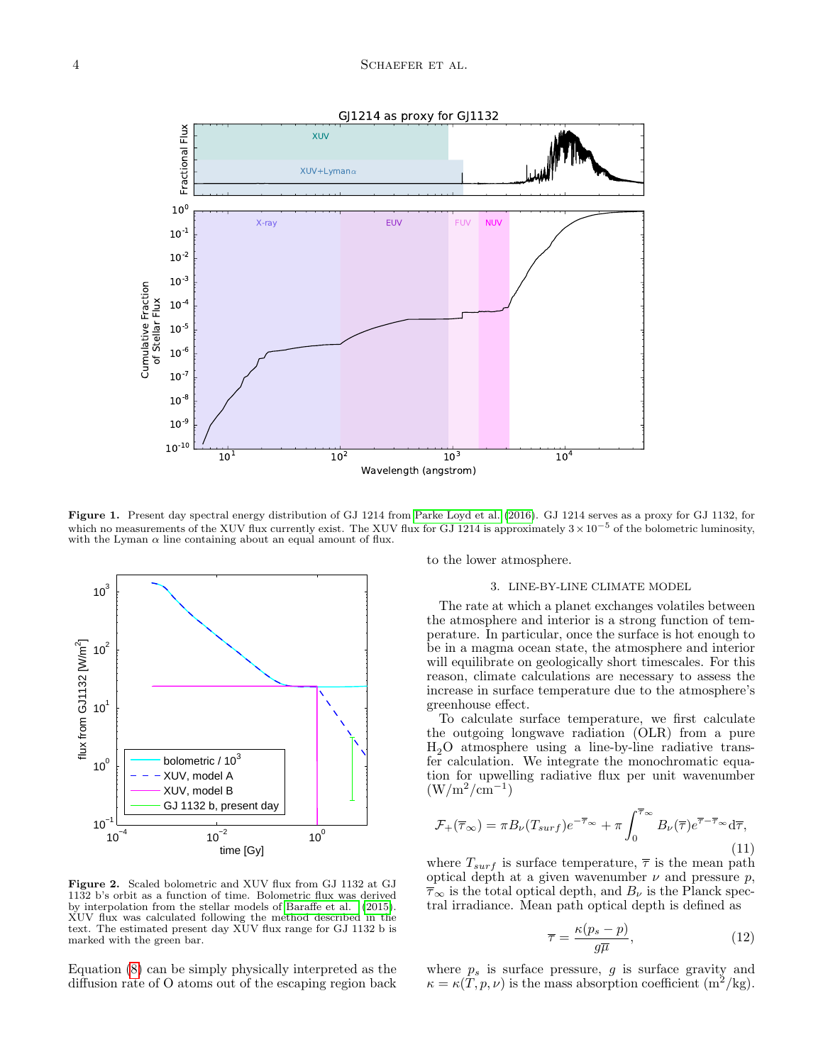**Figure 1.** Present day spectral energy distribution of GJ 1214 from Parke Loyd et al. (2016). GJ 1214 serves as a proxy for GJ 1132, for which no measurements of the XUV flux currently exist. The XUV flux for GJ 1214 is approximately $3 \times 10^{-5}$ of the bolometric luminosity, with the Lyman $\alpha$ line containing about an equal amount of flux.

**Figure 2.** Scaled bolometric and XUV flux from GJ 1132 at GJ 1132 b's orbit as a function of time. Bolometric flux was derived by interpolation from the stellar models of Baraffe et al. (2015). XUV flux was calculated following the method described in the text. The estimated present day XUV flux range for GJ 1132 b is marked with the green bar.

Equation (8) can be simply physically interpreted as the diffusion rate of O atoms out of the escaping region back to the lower atmosphere.

## 3. LINE-BY-LINE CLIMATE MODEL

The rate at which a planet exchanges volatiles between the atmosphere and interior is a strong function of temperature. In particular, once the surface is hot enough to be in a magma ocean state, the atmosphere and interior will equilibrate on geologically short timescales. For this reason, climate calculations are necessary to assess the increase in surface temperature due to the atmosphere's greenhouse effect.

To calculate surface temperature, we first calculate the outgoing longwave radiation (OLR) from a pure $H_2O$ atmosphere using a line-by-line radiative transfer calculation. We integrate the monochromatic equation for upwelling radiative flux per unit wavenumber ($\mathrm{W/m^2/cm^{-1}}$)

$$\mathcal{F}_{+}(\overline{\tau}_{\infty}) = \pi B_{\nu}(T_{surf}) e^{-\overline{\tau}_{\infty}} + \pi \int_{0}^{\overline{\tau}_{\infty}} B_{\nu}(\overline{\tau}) e^{\overline{\tau} - \overline{\tau}_{\infty}} \mathrm{d}\overline{\tau}, \tag{11}$$

where $T_{surf}$ is surface temperature, $\overline{\tau}$ is the mean path optical depth at a given wavenumber $\nu$ and pressure $p$, $\overline{\tau}_{\infty}$ is the total optical depth, and $B_{\nu}$ is the Planck spectral irradiance. Mean path optical depth is defined as

$$\overline{\tau} = \frac{\kappa(p_s - p)}{g\overline{\mu}}, \tag{12}$$

where $p_s$ is surface pressure, $g$ is surface gravity and $\kappa = \kappa(T, p, \nu)$ is the mass absorption coefficient ($\mathrm{m^2/kg}$).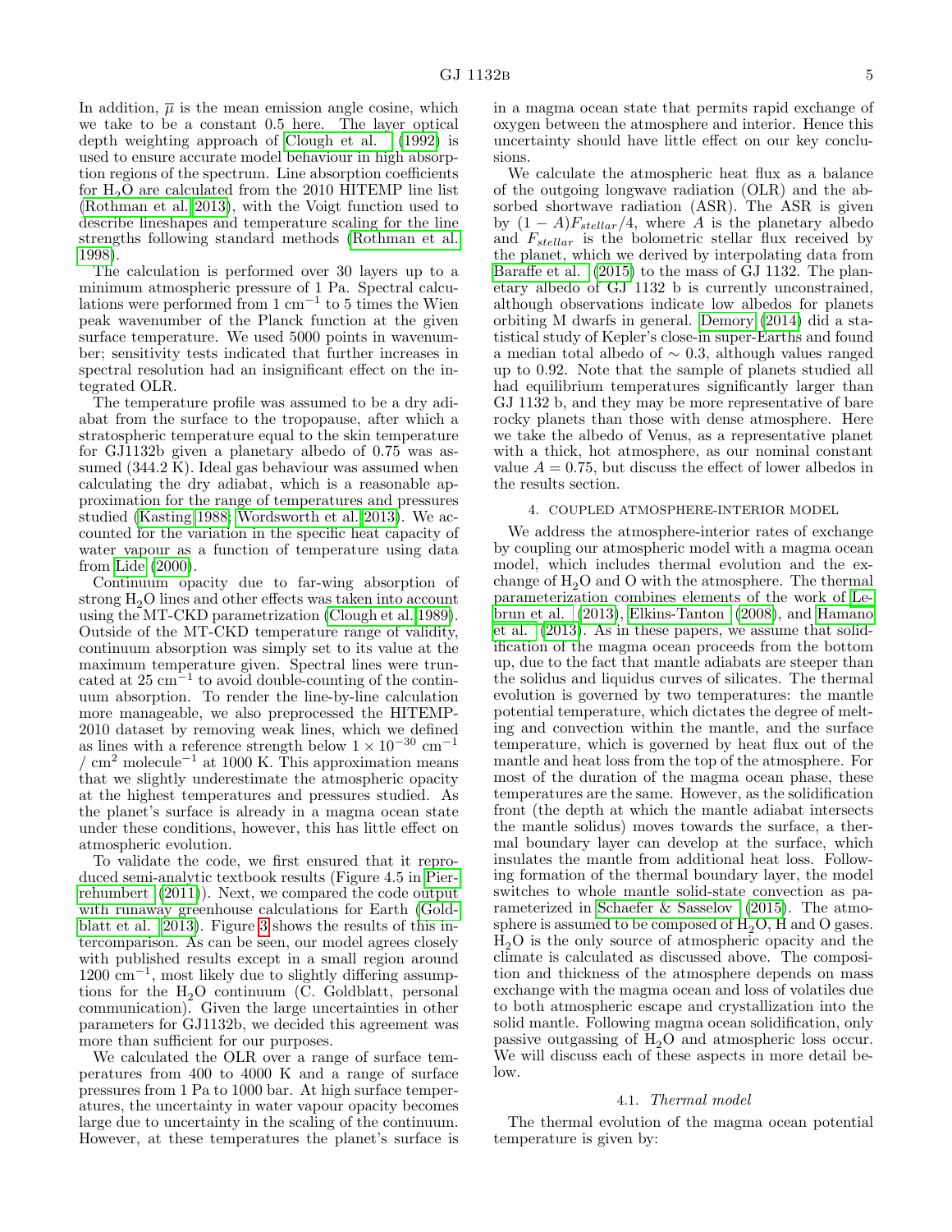In addition, $\overline{\mu}$ is the mean emission angle cosine, which we take to be a constant 0.5 here. The layer optical depth weighting approach of Clough et al. (1992) is used to ensure accurate model behaviour in high absorption regions of the spectrum. Line absorption coefficients for $H_2O$ are calculated from the 2010 HITEMP line list (Rothman et al. 2013), with the Voigt function used to describe lineshapes and temperature scaling for the line strengths following standard methods (Rothman et al. 1998).

The calculation is performed over 30 layers up to a minimum atmospheric pressure of 1 Pa. Spectral calculations were performed from 1 $cm^{-1}$ to 5 times the Wien peak wavenumber of the Planck function at the given surface temperature. We used 5000 points in wavenumber; sensitivity tests indicated that further increases in spectral resolution had an insignificant effect on the integrated OLR.

The temperature profile was assumed to be a dry adiabat from the surface to the tropopause, after which a stratospheric temperature equal to the skin temperature for GJ1132b given a planetary albedo of 0.75 was assumed (344.2 K). Ideal gas behaviour was assumed when calculating the dry adiabat, which is a reasonable approximation for the range of temperatures and pressures studied (Kasting 1988; Wordsworth et al. 2013). We accounted for the variation in the specific heat capacity of water vapour as a function of temperature using data from Lide (2000).

Continuum opacity due to far-wing absorption of strong $H_2O$ lines and other effects was taken into account using the MT-CKD parametrization (Clough et al. 1989). Outside of the MT-CKD temperature range of validity, continuum absorption was simply set to its value at the maximum temperature given. Spectral lines were truncated at 25 $cm^{-1}$ to avoid double-counting of the continuum absorption. To render the line-by-line calculation more manageable, we also preprocessed the HITEMP-2010 dataset by removing weak lines, which we defined as lines with a reference strength below $1 \times 10^{-30}$ $cm^{-1}$ / $cm^2$ $molecule^{-1}$ at 1000 K. This approximation means that we slightly underestimate the atmospheric opacity at the highest temperatures and pressures studied. As the planet's surface is already in a magma ocean state under these conditions, however, this has little effect on atmospheric evolution.

To validate the code, we first ensured that it reproduced semi-analytic textbook results (Figure 4.5 in Pierrehumbert (2011)). Next, we compared the code output with runaway greenhouse calculations for Earth (Goldblatt et al. 2013). Figure 3 shows the results of this intercomparison. As can be seen, our model agrees closely with published results except in a small region around 1200 $cm^{-1}$, most likely due to slightly differing assumptions for the $H_2O$ continuum (C. Goldblatt, personal communication). Given the large uncertainties in other parameters for GJ1132b, we decided this agreement was more than sufficient for our purposes.

We calculated the OLR over a range of surface temperatures from 400 to 4000 K and a range of surface pressures from 1 Pa to 1000 bar. At high surface temperatures, the uncertainty in water vapour opacity becomes large due to uncertainty in the scaling of the continuum. However, at these temperatures the planet's surface is in a magma ocean state that permits rapid exchange of oxygen between the atmosphere and interior. Hence this uncertainty should have little effect on our key conclusions.

We calculate the atmospheric heat flux as a balance of the outgoing longwave radiation (OLR) and the absorbed shortwave radiation (ASR). The ASR is given by $(1 - A)F_{stellar}/4$, where $A$ is the planetary albedo and $F_{stellar}$ is the bolometric stellar flux received by the planet, which we derived by interpolating data from Baraffe et al. (2015) to the mass of GJ 1132. The planetary albedo of GJ 1132 b is currently unconstrained, although observations indicate low albedos for planets orbiting M dwarfs in general. Demory (2014) did a statistical study of Kepler's close-in super-Earths and found a median total albedo of $\sim 0.3$, although values ranged up to 0.92. Note that the sample of planets studied all had equilibrium temperatures significantly larger than GJ 1132 b, and they may be more representative of bare rocky planets than those with dense atmosphere. Here we take the albedo of Venus, as a representative planet with a thick, hot atmosphere, as our nominal constant value $A = 0.75$, but discuss the effect of lower albedos in the results section.

## 4. COUPLED ATMOSPHERE-INTERIOR MODEL

We address the atmosphere-interior rates of exchange by coupling our atmospheric model with a magma ocean model, which includes thermal evolution and the exchange of $H_2O$ and O with the atmosphere. The thermal parameterization combines elements of the work of Lebrun et al. (2013), Elkins-Tanton (2008), and Hamano et al. (2013). As in these papers, we assume that solidification of the magma ocean proceeds from the bottom up, due to the fact that mantle adiabats are steeper than the solidus and liquidus curves of silicates. The thermal evolution is governed by two temperatures: the mantle potential temperature, which dictates the degree of melting and convection within the mantle, and the surface temperature, which is governed by heat flux out of the mantle and heat loss from the top of the atmosphere. For most of the duration of the magma ocean phase, these temperatures are the same. However, as the solidification front (the depth at which the mantle adiabat intersects the mantle solidus) moves towards the surface, a thermal boundary layer can develop at the surface, which insulates the mantle from additional heat loss. Following formation of the thermal boundary layer, the model switches to whole mantle solid-state convection as parameterized in Schaefer & Sasselov (2015). The atmosphere is assumed to be composed of $H_2O$, H and O gases. $H_2O$ is the only source of atmospheric opacity and the climate is calculated as discussed above. The composition and thickness of the atmosphere depends on mass exchange with the magma ocean and loss of volatiles due to both atmospheric escape and crystallization into the solid mantle. Following magma ocean solidification, only passive outgassing of $H_2O$ and atmospheric loss occur. We will discuss each of these aspects in more detail below.

### 4.1. *Thermal model*

The thermal evolution of the magma ocean potential temperature is given by: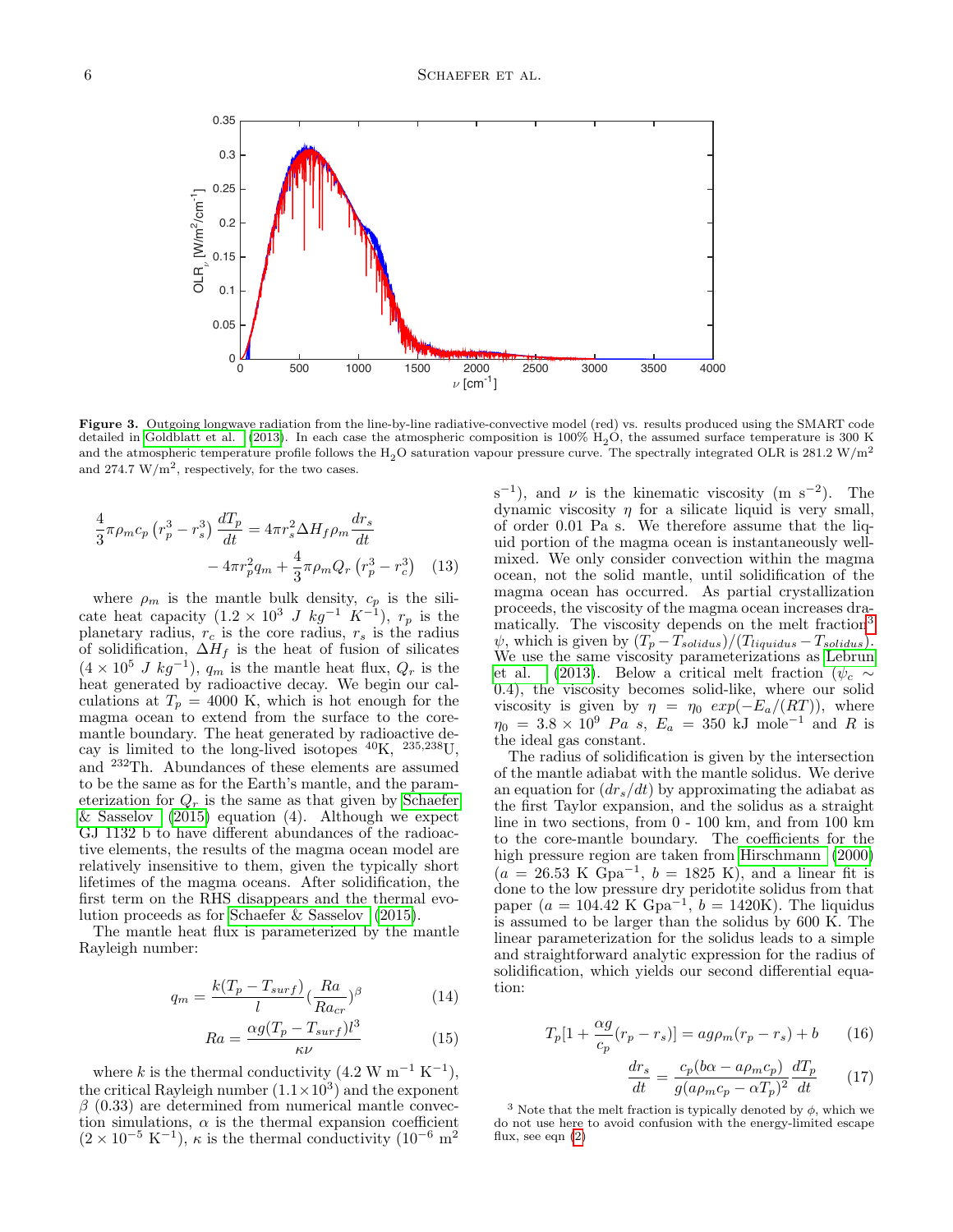**Figure 3.** Outgoing longwave radiation from the line-by-line radiative-convective model (red) vs. results produced using the SMART code detailed in Goldblatt et al. (2013). In each case the atmospheric composition is 100% $H_2O$, the assumed surface temperature is 300 K and the atmospheric temperature profile follows the $H_2O$ saturation vapour pressure curve. The spectrally integrated OLR is 281.2 W/m$^2$ and 274.7 W/m$^2$, respectively, for the two cases.

$$\frac{4}{3}\pi\rho_m c_p\left(r_p^3 - r_s^3\right)\frac{dT_p}{dt} = 4\pi r_s^2 \Delta H_f \rho_m \frac{dr_s}{dt} - 4\pi r_p^2 q_m + \frac{4}{3}\pi\rho_m Q_r\left(r_p^3 - r_c^3\right) \quad (13)$$

where $\rho_m$ is the mantle bulk density, $c_p$ is the silicate heat capacity ($1.2 \times 10^3$ $J\ kg^{-1}\ K^{-1}$), $r_p$ is the planetary radius, $r_c$ is the core radius, $r_s$ is the radius of solidification, $\Delta H_f$ is the heat of fusion of silicates ($4 \times 10^5$ $J\ kg^{-1}$), $q_m$ is the mantle heat flux, $Q_r$ is the heat generated by radioactive decay. We begin our calculations at $T_p = 4000$ K, which is hot enough for the magma ocean to extend from the surface to the core-mantle boundary. The heat generated by radioactive decay is limited to the long-lived isotopes $^{40}$K, $^{235,238}$U, and $^{232}$Th. Abundances of these elements are assumed to be the same as for the Earth's mantle, and the parameterization for $Q_r$ is the same as that given by Schaefer & Sasselov (2015) equation (4). Although we expect GJ 1132 b to have different abundances of the radioactive elements, the results of the magma ocean model are relatively insensitive to them, given the typically short lifetimes of the magma oceans. After solidification, the first term on the RHS disappears and the thermal evolution proceeds as for Schaefer & Sasselov (2015).

The mantle heat flux is parameterized by the mantle Rayleigh number:

$$q_m = \frac{k(T_p - T_{surf})}{l}\left(\frac{Ra}{Ra_{cr}}\right)^{\beta} \quad (14)$$

$$Ra = \frac{\alpha g (T_p - T_{surf}) l^3}{\kappa \nu} \quad (15)$$

where $k$ is the thermal conductivity (4.2 W m$^{-1}$ K$^{-1}$), the critical Rayleigh number ($1.1 \times 10^3$) and the exponent $\beta$ (0.33) are determined from numerical mantle convection simulations, $\alpha$ is the thermal expansion coefficient ($2 \times 10^{-5}$ K$^{-1}$), $\kappa$ is the thermal conductivity ($10^{-6}$ m$^2$ s$^{-1}$), and $\nu$ is the kinematic viscosity (m s$^{-2}$). The dynamic viscosity $\eta$ for a silicate liquid is very small, of order 0.01 Pa s. We therefore assume that the liquid portion of the magma ocean is instantaneously well-mixed. We only consider convection within the magma ocean, not the solid mantle, until solidification of the magma ocean has occurred. As partial crystallization proceeds, the viscosity of the magma ocean increases dramatically. The viscosity depends on the melt fraction[3] $\psi$, which is given by $(T_p - T_{solidus})/(T_{liquidus} - T_{solidus})$. We use the same viscosity parameterizations as Lebrun et al. (2013). Below a critical melt fraction ($\psi_c \sim 0.4$), the viscosity becomes solid-like, where our solid viscosity is given by $\eta = \eta_0\ exp(-E_a/(RT))$, where $\eta_0 = 3.8 \times 10^9$ $Pa\ s$, $E_a = 350$ kJ mole$^{-1}$ and $R$ is the ideal gas constant.

The radius of solidification is given by the intersection of the mantle adiabat with the mantle solidus. We derive an equation for $(dr_s/dt)$ by approximating the adiabat as the first Taylor expansion, and the solidus as a straight line in two sections, from 0 - 100 km, and from 100 km to the core-mantle boundary. The coefficients for the high pressure region are taken from Hirschmann (2000) ($a = 26.53$ K Gpa$^{-1}$, $b = 1825$ K), and a linear fit is done to the low pressure dry peridotite solidus from that paper ($a = 104.42$ K Gpa$^{-1}$, $b = 1420$K). The liquidus is assumed to be larger than the solidus by 600 K. The linear parameterization for the solidus leads to a simple and straightforward analytic expression for the radius of solidification, which yields our second differential equation:

$$T_p\left[1 + \frac{\alpha g}{c_p}(r_p - r_s)\right] = a g \rho_m (r_p - r_s) + b \quad (16)$$

$$\frac{dr_s}{dt} = \frac{c_p(b\alpha - a\rho_m c_p)}{g(a\rho_m c_p - \alpha T_p)^2}\frac{dT_p}{dt} \quad (17)$$

[3] Note that the melt fraction is typically denoted by $\phi$, which we do not use here to avoid confusion with the energy-limited escape flux, see eqn (2)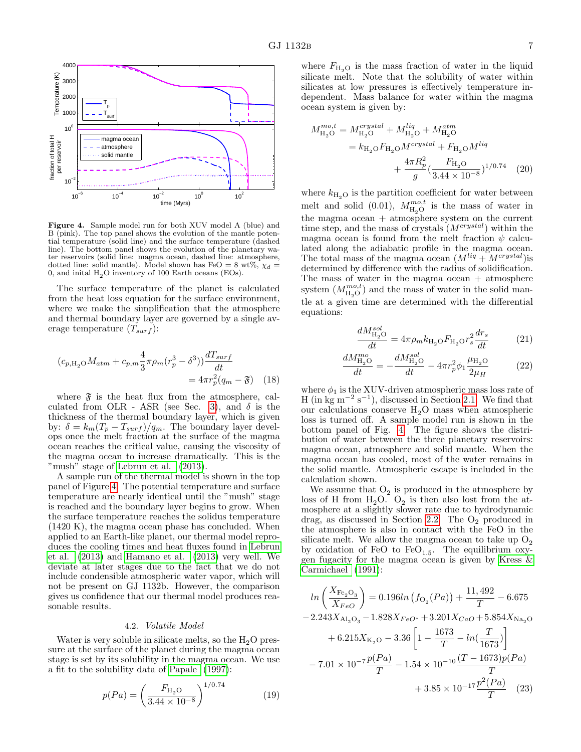**Figure 4.** Sample model run for both XUV model A (blue) and B (pink). The top panel shows the evolution of the mantle potential temperature (solid line) and the surface temperature (dashed line). The bottom panel shows the evolution of the planetary water reservoirs (solid line: magma ocean, dashed line: atmosphere, dotted line: solid mantle). Model shown has FeO = 8 wt%, $\chi_d$ = 0, and inital $H_2O$ inventory of 100 Earth oceans (EOs).

The surface temperature of the planet is calculated from the heat loss equation for the surface environment, where we make the simplification that the atmosphere and thermal boundary layer are governed by a single average temperature ($T_{surf}$):

$$(c_{p,H_2O}M_{atm} + c_{p,m}\frac{4}{3}\pi\rho_m(r_p^3 - \delta^3))\frac{dT_{surf}}{dt} = 4\pi r_p^2(q_m - \mathfrak{F}) \quad (18)$$

where $\mathfrak{F}$ is the heat flux from the atmosphere, calculated from OLR - ASR (see Sec. 3), and $\delta$ is the thickness of the thermal boundary layer, which is given by: $\delta = k_m(T_p - T_{surf})/q_m$. The boundary layer develops once the melt fraction at the surface of the magma ocean reaches the critical value, causing the viscosity of the magma ocean to increase dramatically. This is the "mush" stage of Lebrun et al. (2013).

A sample run of the thermal model is shown in the top panel of Figure 4. The potential temperature and surface temperature are nearly identical until the "mush" stage is reached and the boundary layer begins to grow. When the surface temperature reaches the solidus temperature (1420 K), the magma ocean phase has concluded. When applied to an Earth-like planet, our thermal model reproduces the cooling times and heat fluxes found in Lebrun et al. (2013) and Hamano et al. (2013) very well. We deviate at later stages due to the fact that we do not include condensible atmospheric water vapor, which will not be present on GJ 1132b. However, the comparison gives us confidence that our thermal model produces reasonable results.

### 4.2. *Volatile Model*

Water is very soluble in silicate melts, so the $H_2O$ pressure at the surface of the planet during the magma ocean stage is set by its solubility in the magma ocean. We use a fit to the solubility data of Papale (1997):

$$p(Pa) = \left(\frac{F_{H_2O}}{3.44\times10^{-8}}\right)^{1/0.74} \quad (19)$$

where $F_{H_2O}$ is the mass fraction of water in the liquid silicate melt. Note that the solubility of water within silicates at low pressures is effectively temperature independent. Mass balance for water within the magma ocean system is given by:

$$\begin{aligned} M^{mo,t}_{H_2O} &= M^{crystal}_{H_2O} + M^{liq}_{H_2O} + M^{atm}_{H_2O} \\ &= k_{H_2O}F_{H_2O}M^{crystal} + F_{H_2O}M^{liq} \\ &\quad + \frac{4\pi R_p^2}{g}\left(\frac{F_{H_2O}}{3.44\times10^{-8}}\right)^{1/0.74} \end{aligned} \quad (20)$$

where $k_{H_2O}$ is the partition coefficient for water between melt and solid (0.01), $M^{mo,t}_{H_2O}$ is the mass of water in the magma ocean + atmosphere system on the current time step, and the mass of crystals ($M^{crystal}$) within the magma ocean is found from the melt fraction $\psi$ calculated along the adiabatic profile in the magma ocean. The total mass of the magma ocean ($M^{liq} + M^{crystal}$)is determined by difference with the radius of solidification. The mass of water in the magma ocean + atmosphere system ($M^{mo,t}_{H_2O}$) and the mass of water in the solid mantle at a given time are determined with the differential equations:

$$\frac{dM^{sol}_{H_2O}}{dt} = 4\pi\rho_m k_{H_2O}F_{H_2O}r_s^2\frac{dr_s}{dt} \quad (21)$$

$$\frac{dM^{mo}_{H_2O}}{dt} = -\frac{dM^{sol}_{H_2O}}{dt} - 4\pi r_p^2\phi_1\frac{\mu_{H_2O}}{2\mu_H} \quad (22)$$

where $\phi_1$ is the XUV-driven atmospheric mass loss rate of H (in kg m$^{-2}$ s$^{-1}$), discussed in Section 2.1. We find that our calculations conserve $H_2O$ mass when atmospheric loss is turned off. A sample model run is shown in the bottom panel of Fig. 4. The figure shows the distribution of water between the three planetary reservoirs: magma ocean, atmosphere and solid mantle. When the magma ocean has cooled, most of the water remains in the solid mantle. Atmospheric escape is included in the calculation shown.

We assume that $O_2$ is produced in the atmosphere by loss of H from $H_2O$. $O_2$ is then also lost from the atmosphere at a slightly slower rate due to hydrodynamic drag, as discussed in Section 2.2. The $O_2$ produced in the atmosphere is also in contact with the FeO in the silicate melt. We allow the magma ocean to take up $O_2$ by oxidation of FeO to $FeO_{1.5}$. The equilibrium oxygen fugacity for the magma ocean is given by Kress & Carmichael (1991):

$$\begin{aligned} ln\left(\frac{X_{Fe_2O_3}}{X_{FeO}}\right) &= 0.196ln\left(f_{O_2}(Pa)\right) + \frac{11,492}{T} - 6.675 \\ &- 2.243X_{Al_2O_3} - 1.828X_{FeO*} + 3.201X_{CaO} + 5.854X_{Na_2O} \\ &+ 6.215X_{K_2O} - 3.36\left[1 - \frac{1673}{T} - ln(\frac{T}{1673})\right] \\ &- 7.01\times10^{-7}\frac{p(Pa)}{T} - 1.54\times10^{-10}\frac{(T-1673)p(Pa)}{T} \\ &+ 3.85\times10^{-17}\frac{p^2(Pa)}{T} \end{aligned} \quad (23)$$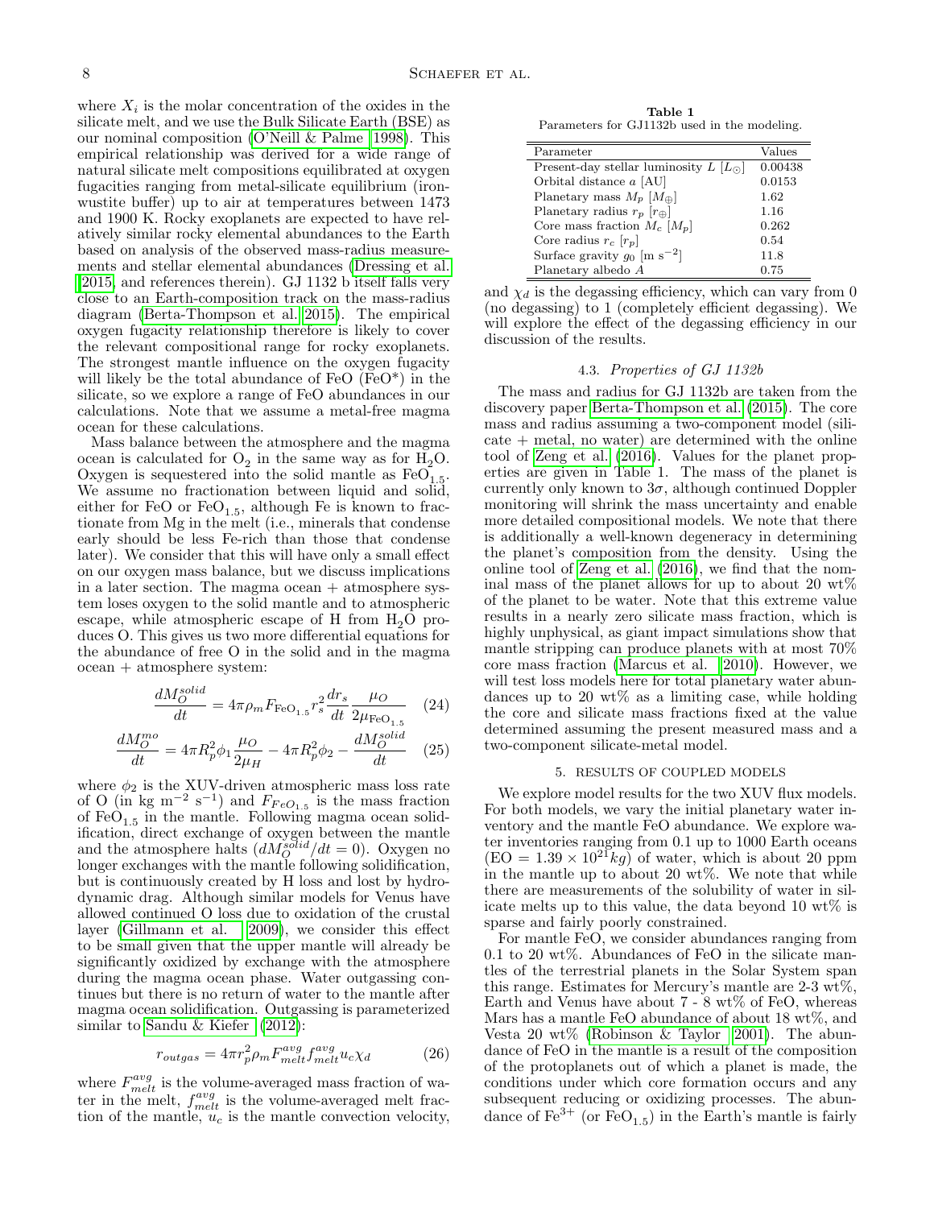where $X_i$ is the molar concentration of the oxides in the silicate melt, and we use the Bulk Silicate Earth (BSE) as our nominal composition (O'Neill & Palme 1998). This empirical relationship was derived for a wide range of natural silicate melt compositions equilibrated at oxygen fugacities ranging from metal-silicate equilibrium (iron-wustite buffer) up to air at temperatures between 1473 and 1900 K. Rocky exoplanets are expected to have relatively similar rocky elemental abundances to the Earth based on analysis of the observed mass-radius measurements and stellar elemental abundances (Dressing et al. 2015, and references therein). GJ 1132 b itself falls very close to an Earth-composition track on the mass-radius diagram (Berta-Thompson et al. 2015). The empirical oxygen fugacity relationship therefore is likely to cover the relevant compositional range for rocky exoplanets. The strongest mantle influence on the oxygen fugacity will likely be the total abundance of FeO (FeO*) in the silicate, so we explore a range of FeO abundances in our calculations. Note that we assume a metal-free magma ocean for these calculations.

Mass balance between the atmosphere and the magma ocean is calculated for $O_2$ in the same way as for $H_2O$. Oxygen is sequestered into the solid mantle as $FeO_{1.5}$. We assume no fractionation between liquid and solid, either for FeO or $FeO_{1.5}$, although Fe is known to fractionate from Mg in the melt (i.e., minerals that condense early should be less Fe-rich than those that condense later). We consider that this will have only a small effect on our oxygen mass balance, but we discuss implications in a later section. The magma ocean + atmosphere system loses oxygen to the solid mantle and to atmospheric escape, while atmospheric escape of H from $H_2O$ produces O. This gives us two more differential equations for the abundance of free O in the solid and in the magma ocean + atmosphere system:

$$\frac{dM_O^{solid}}{dt} = 4\pi\rho_m F_{\mathrm{FeO}_{1.5}} r_s^2 \frac{dr_s}{dt} \frac{\mu_O}{2\mu_{\mathrm{FeO}_{1.5}}} \quad (24)$$

$$\frac{dM_O^{mo}}{dt} = 4\pi R_p^2 \phi_1 \frac{\mu_O}{2\mu_H} - 4\pi R_p^2 \phi_2 - \frac{dM_O^{solid}}{dt} \quad (25)$$

where $\phi_2$ is the XUV-driven atmospheric mass loss rate of O (in kg $m^{-2}$ $s^{-1}$) and $F_{FeO_{1.5}}$ is the mass fraction of $FeO_{1.5}$ in the mantle. Following magma ocean solidification, direct exchange of oxygen between the mantle and the atmosphere halts ($dM_O^{solid}/dt = 0$). Oxygen no longer exchanges with the mantle following solidification, but is continuously created by H loss and lost by hydrodynamic drag. Although similar models for Venus have allowed continued O loss due to oxidation of the crustal layer (Gillmann et al. 2009), we consider this effect to be small given that the upper mantle will already be significantly oxidized by exchange with the atmosphere during the magma ocean phase. Water outgassing continues but there is no return of water to the mantle after magma ocean solidification. Outgassing is parameterized similar to Sandu & Kiefer (2012):

$$r_{outgas} = 4\pi r_p^2 \rho_m F_{melt}^{avg} f_{melt}^{avg} u_c \chi_d \quad (26)$$

where $F_{melt}^{avg}$ is the volume-averaged mass fraction of water in the melt, $f_{melt}^{avg}$ is the volume-averaged melt fraction of the mantle, $u_c$ is the mantle convection velocity, and $\chi_d$ is the degassing efficiency, which can vary from 0 (no degassing) to 1 (completely efficient degassing). We will explore the effect of the degassing efficiency in our discussion of the results.

**Table 1**
Parameters for GJ1132b used in the modeling.

| Parameter | Values |
|---|---|
| Present-day stellar luminosity $L$ $[L_\odot]$ | 0.00438 |
| Orbital distance $a$ [AU] | 0.0153 |
| Planetary mass $M_p$ $[M_\oplus]$ | 1.62 |
| Planetary radius $r_p$ $[r_\oplus]$ | 1.16 |
| Core mass fraction $M_c$ $[M_p]$ | 0.262 |
| Core radius $r_c$ $[r_p]$ | 0.54 |
| Surface gravity $g_0$ [m $s^{-2}$] | 11.8 |
| Planetary albedo $A$ | 0.75 |

### 4.3. *Properties of GJ 1132b*

The mass and radius for GJ 1132b are taken from the discovery paper Berta-Thompson et al. (2015). The core mass and radius assuming a two-component model (silicate + metal, no water) are determined with the online tool of Zeng et al. (2016). Values for the planet properties are given in Table 1. The mass of the planet is currently only known to 3$\sigma$, although continued Doppler monitoring will shrink the mass uncertainty and enable more detailed compositional models. We note that there is additionally a well-known degeneracy in determining the planet's composition from the density. Using the online tool of Zeng et al. (2016), we find that the nominal mass of the planet allows for up to about 20 wt% of the planet to be water. Note that this extreme value results in a nearly zero silicate mass fraction, which is highly unphysical, as giant impact simulations show that mantle stripping can produce planets with at most 70% core mass fraction (Marcus et al. 2010). However, we will test loss models here for total planetary water abundances up to 20 wt% as a limiting case, while holding the core and silicate mass fractions fixed at the value determined assuming the present measured mass and a two-component silicate-metal model.

## 5. RESULTS OF COUPLED MODELS

We explore model results for the two XUV flux models. For both models, we vary the initial planetary water inventory and the mantle FeO abundance. We explore water inventories ranging from 0.1 up to 1000 Earth oceans (EO = $1.39 \times 10^{21} kg$) of water, which is about 20 ppm in the mantle up to about 20 wt%. We note that while there are measurements of the solubility of water in silicate melts up to this value, the data beyond 10 wt% is sparse and fairly poorly constrained.

For mantle FeO, we consider abundances ranging from 0.1 to 20 wt%. Abundances of FeO in the silicate mantles of the terrestrial planets in the Solar System span this range. Estimates for Mercury's mantle are 2-3 wt%, Earth and Venus have about 7 - 8 wt% of FeO, whereas Mars has a mantle FeO abundance of about 18 wt%, and Vesta 20 wt% (Robinson & Taylor 2001). The abundance of FeO in the mantle is a result of the composition of the protoplanets out of which a planet is made, the conditions under which core formation occurs and any subsequent reducing or oxidizing processes. The abundance of $Fe^{3+}$ (or $FeO_{1.5}$) in the Earth's mantle is fairly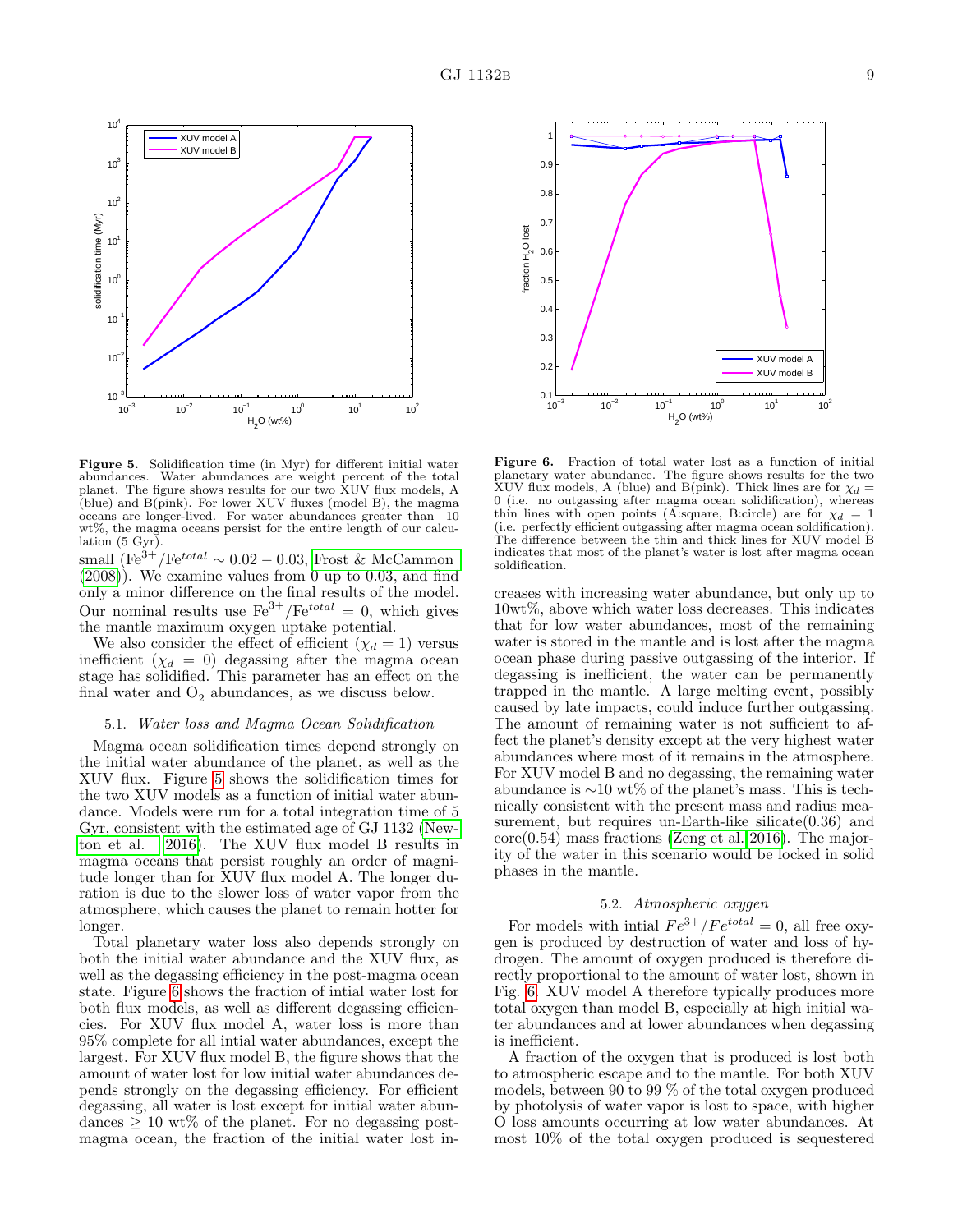**Figure 5.** Solidification time (in Myr) for different initial water abundances. Water abundances are weight percent of the total planet. The figure shows results for our two XUV flux models, A (blue) and B(pink). For lower XUV fluxes (model B), the magma oceans are longer-lived. For water abundances greater than 10 wt%, the magma oceans persist for the entire length of our calculation (5 Gyr).

**Figure 6.** Fraction of total water lost as a function of initial planetary water abundance. The figure shows results for the two XUV flux models, A (blue) and B(pink). Thick lines are for $\chi_d = 0$ (i.e. no outgassing after magma ocean solidification), whereas thin lines with open points (A:square, B:circle) are for $\chi_d = 1$ (i.e. perfectly efficient outgassing after magma ocean soldification). The difference between the thin and thick lines for XUV model B indicates that most of the planet's water is lost after magma ocean solidification.

small ($Fe^{3+}/Fe^{total} \sim 0.02 - 0.03$, Frost & McCammon (2008)). We examine values from 0 up to 0.03, and find only a minor difference on the final results of the model. Our nominal results use $Fe^{3+}/Fe^{total} = 0$, which gives the mantle maximum oxygen uptake potential.

We also consider the effect of efficient ($\chi_d = 1$) versus inefficient ($\chi_d = 0$) degassing after the magma ocean stage has solidified. This parameter has an effect on the final water and $O_2$ abundances, as we discuss below.

### 5.1. *Water loss and Magma Ocean Solidification*

Magma ocean solidification times depend strongly on the initial water abundance of the planet, as well as the XUV flux. Figure 5 shows the solidification times for the two XUV models as a function of initial water abundance. Models were run for a total integration time of 5 Gyr, consistent with the estimated age of GJ 1132 (Newton et al. 2016). The XUV flux model B results in magma oceans that persist roughly an order of magnitude longer than for XUV flux model A. The longer duration is due to the slower loss of water vapor from the atmosphere, which causes the planet to remain hotter for longer.

Total planetary water loss also depends strongly on both the initial water abundance and the XUV flux, as well as the degassing efficiency in the post-magma ocean state. Figure 6 shows the fraction of intial water lost for both flux models, as well as different degassing efficiencies. For XUV flux model A, water loss is more than 95% complete for all intial water abundances, except the largest. For XUV flux model B, the figure shows that the amount of water lost for low initial water abundances depends strongly on the degassing efficiency. For efficient degassing, all water is lost except for initial water abundances $\geq$ 10 wt% of the planet. For no degassing post-magma ocean, the fraction of the initial water lost increases with increasing water abundance, but only up to 10wt%, above which water loss decreases. This indicates that for low water abundances, most of the remaining water is stored in the mantle and is lost after the magma ocean phase during passive outgassing of the interior. If degassing is inefficient, the water can be permanently trapped in the mantle. A large melting event, possibly caused by late impacts, could induce further outgassing. The amount of remaining water is not sufficient to affect the planet's density except at the very highest water abundances where most of it remains in the atmosphere. For XUV model B and no degassing, the remaining water abundance is ∼10 wt% of the planet's mass. This is technically consistent with the present mass and radius measurement, but requires un-Earth-like silicate(0.36) and core(0.54) mass fractions (Zeng et al. 2016). The majority of the water in this scenario would be locked in solid phases in the mantle.

### 5.2. *Atmospheric oxygen*

For models with intial $Fe^{3+}/Fe^{total} = 0$, all free oxygen is produced by destruction of water and loss of hydrogen. The amount of oxygen produced is therefore directly proportional to the amount of water lost, shown in Fig. 6. XUV model A therefore typically produces more total oxygen than model B, especially at high initial water abundances and at lower abundances when degassing is inefficient.

A fraction of the oxygen that is produced is lost both to atmospheric escape and to the mantle. For both XUV models, between 90 to 99 % of the total oxygen produced by photolysis of water vapor is lost to space, with higher O loss amounts occurring at low water abundances. At most 10% of the total oxygen produced is sequestered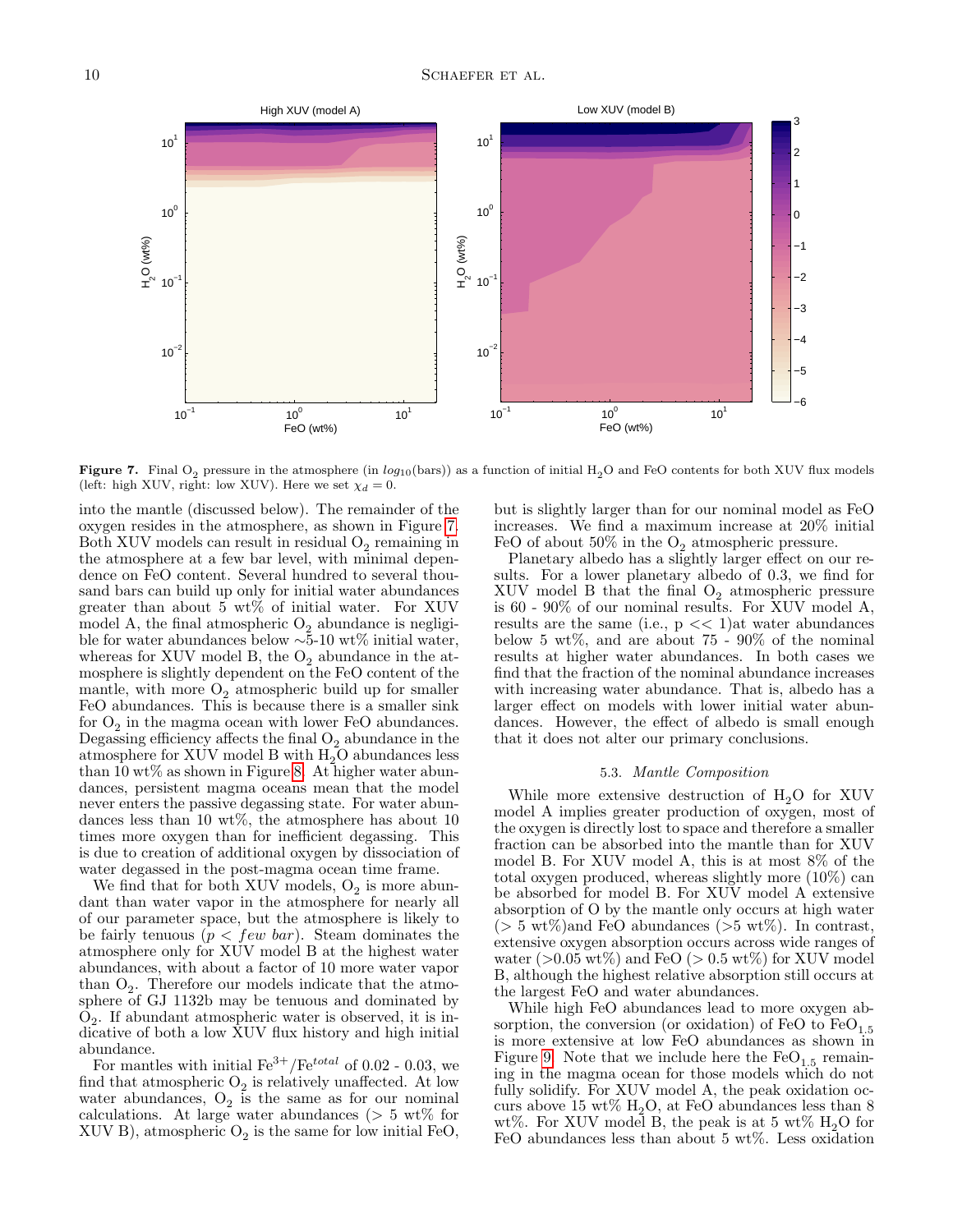**Figure 7.** Final $O_2$ pressure in the atmosphere (in $log_{10}$(bars)) as a function of initial $H_2O$ and FeO contents for both XUV flux models (left: high XUV, right: low XUV). Here we set $\chi_d = 0$.

into the mantle (discussed below). The remainder of the oxygen resides in the atmosphere, as shown in Figure 7. Both XUV models can result in residual $O_2$ remaining in the atmosphere at a few bar level, with minimal dependence on FeO content. Several hundred to several thousand bars can build up only for initial water abundances greater than about 5 wt% of initial water. For XUV model A, the final atmospheric $O_2$ abundance is negligible for water abundances below ∼5-10 wt% initial water, whereas for XUV model B, the $O_2$ abundance in the atmosphere is slightly dependent on the FeO content of the mantle, with more $O_2$ atmospheric build up for smaller FeO abundances. This is because there is a smaller sink for $O_2$ in the magma ocean with lower FeO abundances. Degassing efficiency affects the final $O_2$ abundance in the atmosphere for XUV model B with $H_2O$ abundances less than 10 wt% as shown in Figure 8. At higher water abundances, persistent magma oceans mean that the model never enters the passive degassing state. For water abundances less than 10 wt%, the atmosphere has about 10 times more oxygen than for inefficient degassing. This is due to creation of additional oxygen by dissociation of water degassed in the post-magma ocean time frame.

We find that for both XUV models, $O_2$ is more abundant than water vapor in the atmosphere for nearly all of our parameter space, but the atmosphere is likely to be fairly tenuous ($p < few\ bar$). Steam dominates the atmosphere only for XUV model B at the highest water abundances, with about a factor of 10 more water vapor than $O_2$. Therefore our models indicate that the atmosphere of GJ 1132b may be tenuous and dominated by $O_2$. If abundant atmospheric water is observed, it is indicative of both a low XUV flux history and high initial abundance.

For mantles with initial $Fe^{3+}/Fe^{total}$ of 0.02 - 0.03, we find that atmospheric $O_2$ is relatively unaffected. At low water abundances, $O_2$ is the same as for our nominal calculations. At large water abundances (> 5 wt% for XUV B), atmospheric $O_2$ is the same for low initial FeO, but is slightly larger than for our nominal model as FeO increases. We find a maximum increase at 20% initial FeO of about 50% in the $O_2$ atmospheric pressure.

Planetary albedo has a slightly larger effect on our results. For a lower planetary albedo of 0.3, we find for XUV model B that the final $O_2$ atmospheric pressure is 60 - 90% of our nominal results. For XUV model A, results are the same (i.e., $p << 1$)at water abundances below 5 wt%, and are about 75 - 90% of the nominal results at higher water abundances. In both cases we find that the fraction of the nominal abundance increases with increasing water abundance. That is, albedo has a larger effect on models with lower initial water abundances. However, the effect of albedo is small enough that it does not alter our primary conclusions.

### 5.3. *Mantle Composition*

While more extensive destruction of $H_2O$ for XUV model A implies greater production of oxygen, more of the oxygen is directly lost to space and therefore a smaller fraction can be absorbed into the mantle than for XUV model B. For XUV model A, this is at most 8% of the total oxygen produced, whereas slightly more (10%) can be absorbed for model B. For XUV model A extensive absorption of O by the mantle only occurs at high water (> 5 wt%) and FeO abundances (>5 wt%). In contrast, extensive oxygen absorption occurs across wide ranges of water (>0.05 wt%) and FeO (> 0.5 wt%) for XUV model B, although the highest relative absorption still occurs at the largest FeO and water abundances.

While high FeO abundances lead to more oxygen absorption, the conversion (or oxidation) of FeO to $FeO_{1.5}$ is more extensive at low FeO abundances as shown in Figure 9. Note that we include here the $FeO_{1.5}$ remaining in the magma ocean for those models which do not fully solidify. For XUV model A, the peak oxidation occurs above 15 wt% $H_2O$, at FeO abundances less than 8 wt%. For XUV model B, the peak is at 5 wt% $H_2O$ for FeO abundances less than about 5 wt%. Less oxidation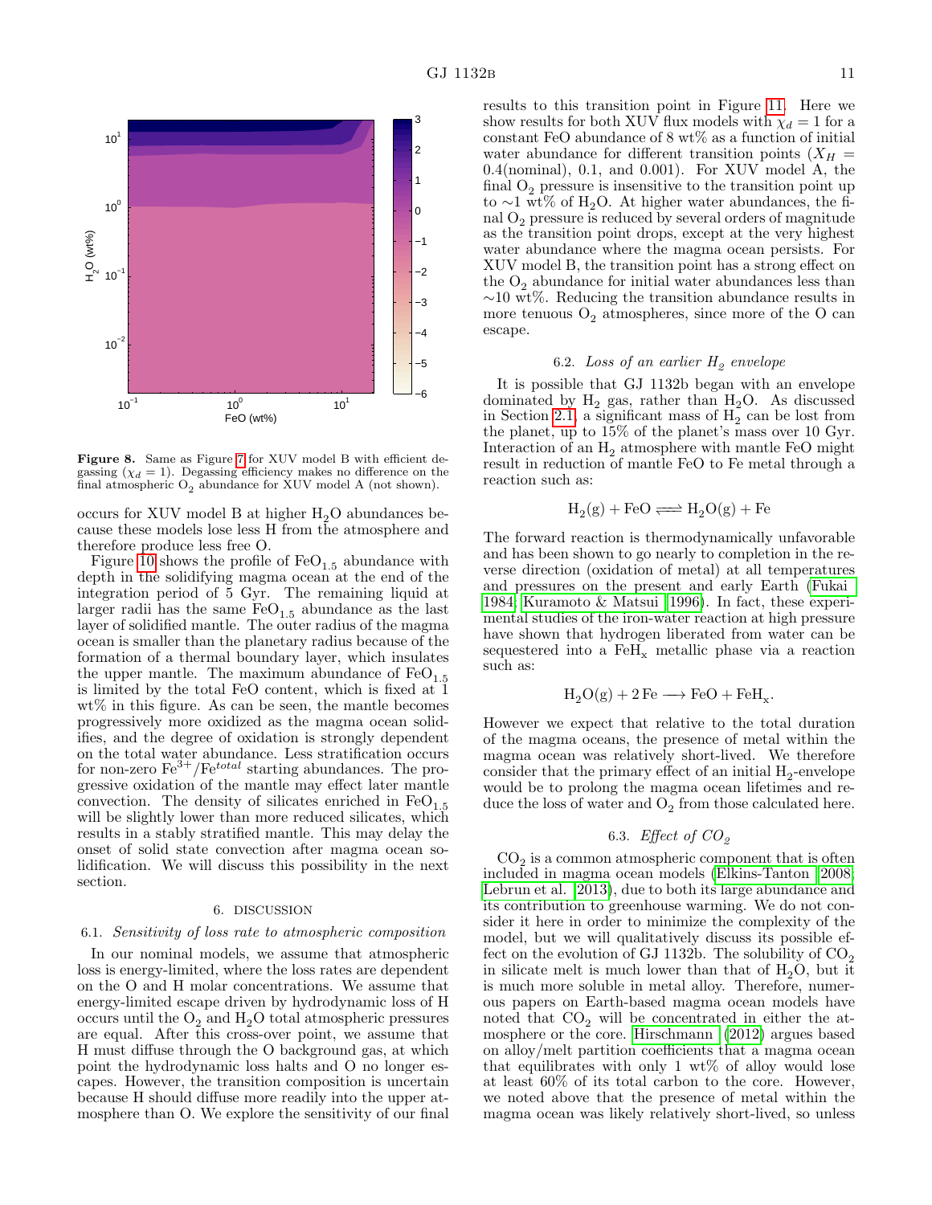**Figure 8.** Same as Figure 7 for XUV model B with efficient degassing ($\chi_d = 1$). Degassing efficiency makes no difference on the final atmospheric $O_2$ abundance for XUV model A (not shown).

occurs for XUV model B at higher $H_2O$ abundances because these models lose less H from the atmosphere and therefore produce less free O.

Figure 10 shows the profile of $FeO_{1.5}$ abundance with depth in the solidifying magma ocean at the end of the integration period of 5 Gyr. The remaining liquid at larger radii has the same $FeO_{1.5}$ abundance as the last layer of solidified mantle. The outer radius of the magma ocean is smaller than the planetary radius because of the formation of a thermal boundary layer, which insulates the upper mantle. The maximum abundance of $FeO_{1.5}$ is limited by the total FeO content, which is fixed at 1 wt% in this figure. As can be seen, the mantle becomes progressively more oxidized as the magma ocean solidifies, and the degree of oxidation is strongly dependent on the total water abundance. Less stratification occurs for non-zero $Fe^{3+}/Fe^{total}$ starting abundances. The progressive oxidation of the mantle may effect later mantle convection. The density of silicates enriched in $FeO_{1.5}$ will be slightly lower than more reduced silicates, which results in a stably stratified mantle. This may delay the onset of solid state convection after magma ocean solidification. We will discuss this possibility in the next section.

## 6. DISCUSSION

### 6.1. *Sensitivity of loss rate to atmospheric composition*

In our nominal models, we assume that atmospheric loss is energy-limited, where the loss rates are dependent on the O and H molar concentrations. We assume that energy-limited escape driven by hydrodynamic loss of H occurs until the $O_2$ and $H_2O$ total atmospheric pressures are equal. After this cross-over point, we assume that H must diffuse through the O background gas, at which point the hydrodynamic loss halts and O no longer escapes. However, the transition composition is uncertain because H should diffuse more readily into the upper atmosphere than O. We explore the sensitivity of our final results to this transition point in Figure 11. Here we show results for both XUV flux models with $\chi_d = 1$ for a constant FeO abundance of 8 wt% as a function of initial water abundance for different transition points ($X_H = 0.4$(nominal), 0.1, and 0.001). For XUV model A, the final $O_2$ pressure is insensitive to the transition point up to $\sim$1 wt% of $H_2O$. At higher water abundances, the final $O_2$ pressure is reduced by several orders of magnitude as the transition point drops, except at the very highest water abundance where the magma ocean persists. For XUV model B, the transition point has a strong effect on the $O_2$ abundance for initial water abundances less than $\sim$10 wt%. Reducing the transition abundance results in more tenuous $O_2$ atmospheres, since more of the O can escape.

### 6.2. *Loss of an earlier $H_2$ envelope*

It is possible that GJ 1132b began with an envelope dominated by $H_2$ gas, rather than $H_2O$. As discussed in Section 2.1, a significant mass of $H_2$ can be lost from the planet, up to 15% of the planet's mass over 10 Gyr. Interaction of an $H_2$ atmosphere with mantle FeO might result in reduction of mantle FeO to Fe metal through a reaction such as:

$$H_2(g) + FeO \rightleftharpoons H_2O(g) + Fe$$

The forward reaction is thermodynamically unfavorable and has been shown to go nearly to completion in the reverse direction (oxidation of metal) at all temperatures and pressures on the present and early Earth (Fukai 1984; Kuramoto & Matsui 1996). In fact, these experimental studies of the iron-water reaction at high pressure have shown that hydrogen liberated from water can be sequestered into a $FeH_x$ metallic phase via a reaction such as:

$$H_2O(g) + 2\,Fe \longrightarrow FeO + FeH_x.$$

However we expect that relative to the total duration of the magma oceans, the presence of metal within the magma ocean was relatively short-lived. We therefore consider that the primary effect of an initial $H_2$-envelope would be to prolong the magma ocean lifetimes and reduce the loss of water and $O_2$ from those calculated here.

### 6.3. *Effect of $CO_2$*

$CO_2$ is a common atmospheric component that is often included in magma ocean models (Elkins-Tanton 2008; Lebrun et al. 2013), due to both its large abundance and its contribution to greenhouse warming. We do not consider it here in order to minimize the complexity of the model, but we will qualitatively discuss its possible effect on the evolution of GJ 1132b. The solubility of $CO_2$ in silicate melt is much lower than that of $H_2O$, but it is much more soluble in metal alloy. Therefore, numerous papers on Earth-based magma ocean models have noted that $CO_2$ will be concentrated in either the atmosphere or the core. Hirschmann (2012) argues based on alloy/melt partition coefficients that a magma ocean that equilibrates with only 1 wt% of alloy would lose at least 60% of its total carbon to the core. However, we noted above that the presence of metal within the magma ocean was likely relatively short-lived, so unless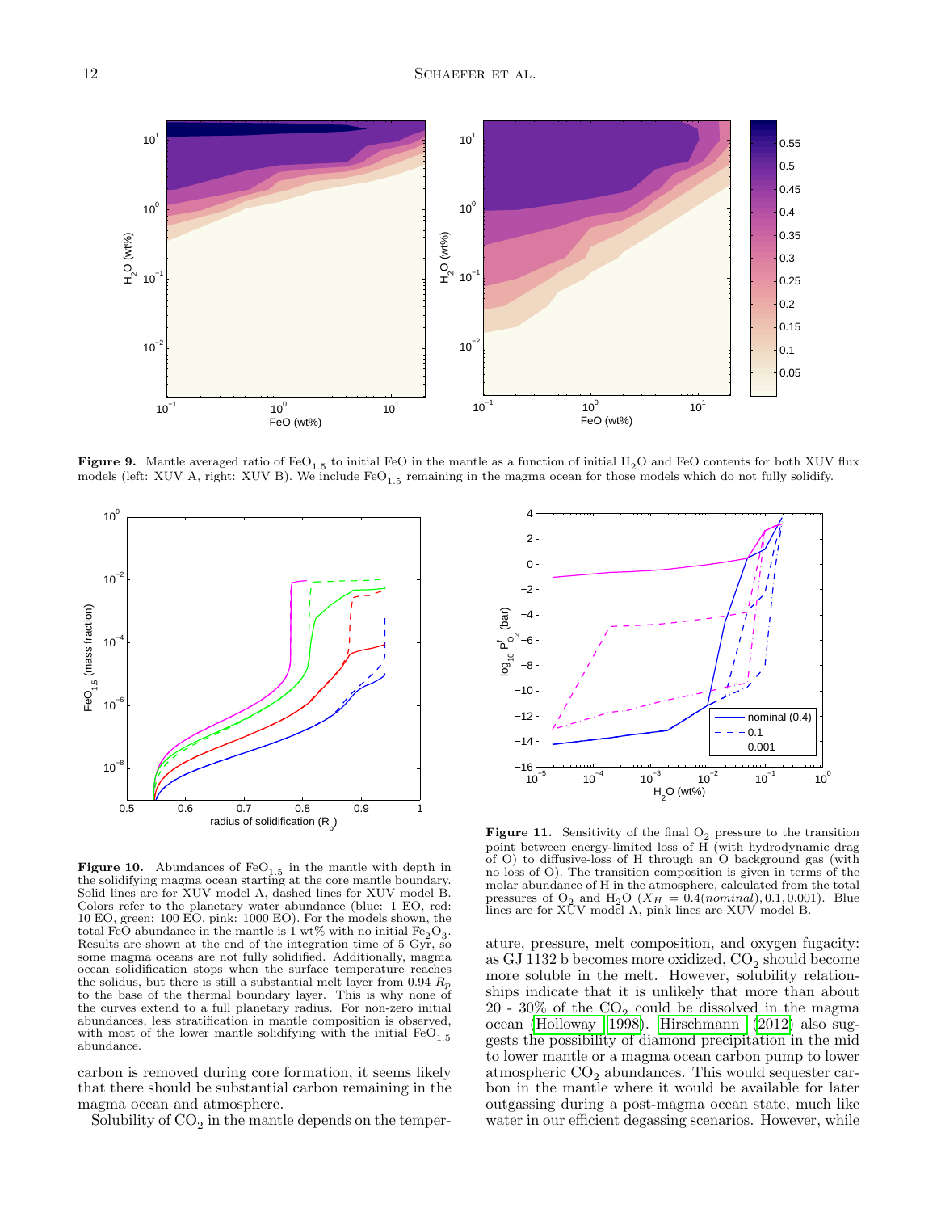**Figure 9.** Mantle averaged ratio of $FeO_{1.5}$ to initial FeO in the mantle as a function of initial $H_2O$ and FeO contents for both XUV flux models (left: XUV A, right: XUV B). We include $FeO_{1.5}$ remaining in the magma ocean for those models which do not fully solidify.

**Figure 10.** Abundances of $FeO_{1.5}$ in the mantle with depth in the solidifying magma ocean starting at the core mantle boundary. Solid lines are for XUV model A, dashed lines for XUV model B. Colors refer to the planetary water abundance (blue: 1 EO, red: 10 EO, green: 100 EO, pink: 1000 EO). For the models shown, the total FeO abundance in the mantle is 1 wt% with no initial $Fe_2O_3$. Results are shown at the end of the integration time of 5 Gyr, so some magma oceans are not fully solidified. Additionally, magma ocean solidification stops when the surface temperature reaches the solidus, but there is still a substantial melt layer from 0.94 $R_p$ to the base of the thermal boundary layer. This is why none of the curves extend to a full planetary radius. For non-zero initial abundances, less stratification in mantle composition is observed, with most of the lower mantle solidifying with the initial $FeO_{1.5}$ abundance.

**Figure 11.** Sensitivity of the final $O_2$ pressure to the transition point between energy-limited loss of H (with hydrodynamic drag of O) to diffusive-loss of H through an O background gas (with no loss of O). The transition composition is given in terms of the molar abundance of H in the atmosphere, calculated from the total pressures of $O_2$ and $H_2O$ ($X_H = 0.4(nominal), 0.1, 0.001$). Blue lines are for XUV model A, pink lines are XUV model B.

carbon is removed during core formation, it seems likely that there should be substantial carbon remaining in the magma ocean and atmosphere.

Solubility of $CO_2$ in the mantle depends on the temperature, pressure, melt composition, and oxygen fugacity: as GJ 1132 b becomes more oxidized, $CO_2$ should become more soluble in the melt. However, solubility relationships indicate that it is unlikely that more than about 20 - 30% of the $CO_2$ could be dissolved in the magma ocean (Holloway 1998). Hirschmann (2012) also suggests the possibility of diamond precipitation in the mid to lower mantle or a magma ocean carbon pump to lower atmospheric $CO_2$ abundances. This would sequester carbon in the mantle where it would be available for later outgassing during a post-magma ocean state, much like water in our efficient degassing scenarios. However, while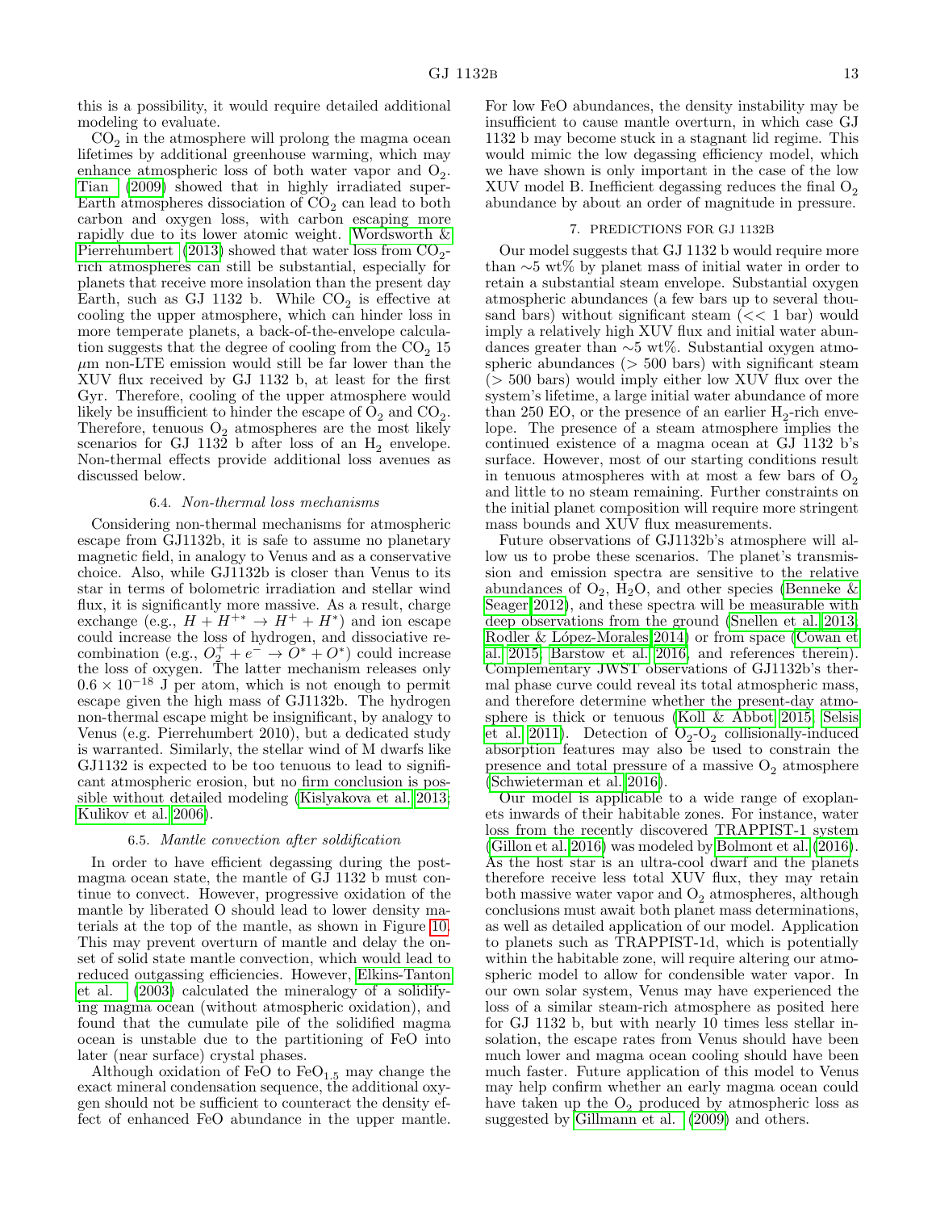this is a possibility, it would require detailed additional modeling to evaluate.

$CO_2$ in the atmosphere will prolong the magma ocean lifetimes by additional greenhouse warming, which may enhance atmospheric loss of both water vapor and $O_2$. Tian (2009) showed that in highly irradiated super-Earth atmospheres dissociation of $CO_2$ can lead to both carbon and oxygen loss, with carbon escaping more rapidly due to its lower atomic weight. Wordsworth & Pierrehumbert (2013) showed that water loss from $CO_2$-rich atmospheres can still be substantial, especially for planets that receive more insolation than the present day Earth, such as GJ 1132 b. While $CO_2$ is effective at cooling the upper atmosphere, which can hinder loss in more temperate planets, a back-of-the-envelope calculation suggests that the degree of cooling from the $CO_2$ 15 $\mu$m non-LTE emission would still be far lower than the XUV flux received by GJ 1132 b, at least for the first Gyr. Therefore, cooling of the upper atmosphere would likely be insufficient to hinder the escape of $O_2$ and $CO_2$. Therefore, tenuous $O_2$ atmospheres are the most likely scenarios for GJ 1132 b after loss of an $H_2$ envelope. Non-thermal effects provide additional loss avenues as discussed below.

### 6.4. *Non-thermal loss mechanisms*

Considering non-thermal mechanisms for atmospheric escape from GJ1132b, it is safe to assume no planetary magnetic field, in analogy to Venus and as a conservative choice. Also, while GJ1132b is closer than Venus to its star in terms of bolometric irradiation and stellar wind flux, it is significantly more massive. As a result, charge exchange (e.g., $H + H^{+*} \rightarrow H^{+} + H^{*}$) and ion escape could increase the loss of hydrogen, and dissociative recombination (e.g., $O_2^{+} + e^{-} \rightarrow O^{*} + O^{*}$) could increase the loss of oxygen. The latter mechanism releases only $0.6 \times 10^{-18}$ J per atom, which is not enough to permit escape given the high mass of GJ1132b. The hydrogen non-thermal escape might be insignificant, by analogy to Venus (e.g. Pierrehumbert 2010), but a dedicated study is warranted. Similarly, the stellar wind of M dwarfs like GJ1132 is expected to be too tenuous to lead to significant atmospheric erosion, but no firm conclusion is possible without detailed modeling (Kislyakova et al. 2013; Kulikov et al. 2006).

### 6.5. *Mantle convection after soldification*

In order to have efficient degassing during the post-magma ocean state, the mantle of GJ 1132 b must continue to convect. However, progressive oxidation of the mantle by liberated O should lead to lower density materials at the top of the mantle, as shown in Figure 10. This may prevent overturn of mantle and delay the onset of solid state mantle convection, which would lead to reduced outgassing efficiencies. However, Elkins-Tanton et al. (2003) calculated the mineralogy of a solidifying magma ocean (without atmospheric oxidation), and found that the cumulate pile of the solidified magma ocean is unstable due to the partitioning of FeO into later (near surface) crystal phases.

Although oxidation of FeO to $FeO_{1.5}$ may change the exact mineral condensation sequence, the additional oxygen should not be sufficient to counteract the density effect of enhanced FeO abundance in the upper mantle. For low FeO abundances, the density instability may be insufficient to cause mantle overturn, in which case GJ 1132 b may become stuck in a stagnant lid regime. This would mimic the low degassing efficiency model, which we have shown is only important in the case of the low XUV model B. Inefficient degassing reduces the final $O_2$ abundance by about an order of magnitude in pressure.

## 7. PREDICTIONS FOR GJ 1132B

Our model suggests that GJ 1132 b would require more than ~5 wt% by planet mass of initial water in order to retain a substantial steam envelope. Substantial oxygen atmospheric abundances (a few bars up to several thousand bars) without significant steam (<< 1 bar) would imply a relatively high XUV flux and initial water abundances greater than ~5 wt%. Substantial oxygen atmospheric abundances (> 500 bars) with significant steam (> 500 bars) would imply either low XUV flux over the system's lifetime, a large initial water abundance of more than 250 EO, or the presence of an earlier $H_2$-rich envelope. The presence of a steam atmosphere implies the continued existence of a magma ocean at GJ 1132 b's surface. However, most of our starting conditions result in tenuous atmospheres with at most a few bars of $O_2$ and little to no steam remaining. Further constraints on the initial planet composition will require more stringent mass bounds and XUV flux measurements.

Future observations of GJ1132b's atmosphere will allow us to probe these scenarios. The planet's transmission and emission spectra are sensitive to the relative abundances of $O_2$, $H_2O$, and other species (Benneke & Seager 2012), and these spectra will be measurable with deep observations from the ground (Snellen et al. 2013; Rodler & López-Morales 2014) or from space (Cowan et al. 2015; Barstow et al. 2016, and references therein). Complementary JWST observations of GJ1132b's thermal phase curve could reveal its total atmospheric mass, and therefore determine whether the present-day atmosphere is thick or tenuous (Koll & Abbot 2015; Selsis et al. 2011). Detection of $O_2$-$O_2$ collisionally-induced absorption features may also be used to constrain the presence and total pressure of a massive $O_2$ atmosphere (Schwieterman et al. 2016).

Our model is applicable to a wide range of exoplanets inwards of their habitable zones. For instance, water loss from the recently discovered TRAPPIST-1 system (Gillon et al. 2016) was modeled by Bolmont et al. (2016). As the host star is an ultra-cool dwarf and the planets therefore receive less total XUV flux, they may retain both massive water vapor and $O_2$ atmospheres, although conclusions must await both planet mass determinations, as well as detailed application of our model. Application to planets such as TRAPPIST-1d, which is potentially within the habitable zone, will require altering our atmospheric model to allow for condensible water vapor. In our own solar system, Venus may have experienced the loss of a similar steam-rich atmosphere as posited here for GJ 1132 b, but with nearly 10 times less stellar insolation, the escape rates from Venus should have been much lower and magma ocean cooling should have been much faster. Future application of this model to Venus may help confirm whether an early magma ocean could have taken up the $O_2$ produced by atmospheric loss as suggested by Gillmann et al. (2009) and others.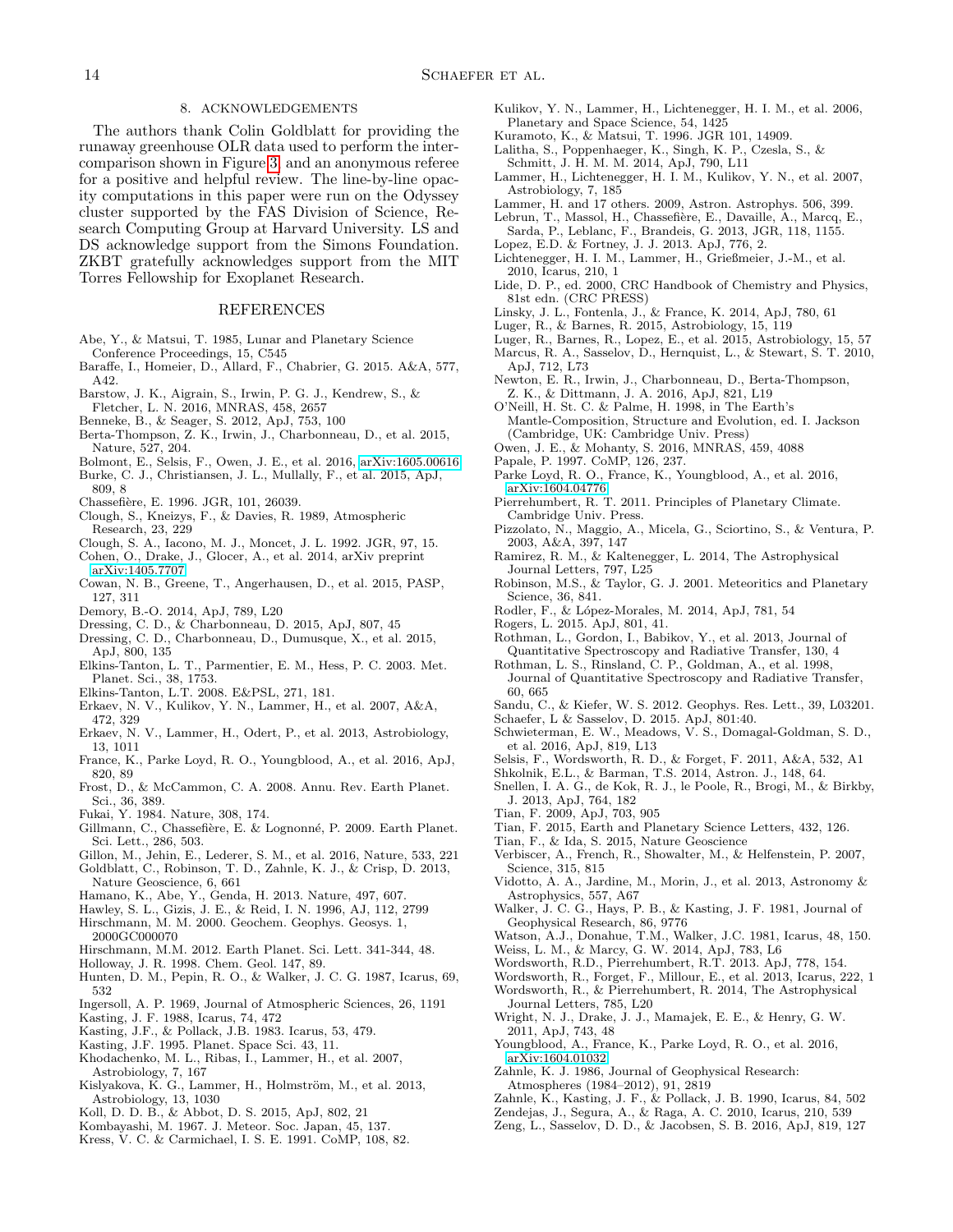## 8. ACKNOWLEDGEMENTS

The authors thank Colin Goldblatt for providing the runaway greenhouse OLR data used to perform the intercomparison shown in Figure 3, and an anonymous referee for a positive and helpful review. The line-by-line opacity computations in this paper were run on the Odyssey cluster supported by the FAS Division of Science, Research Computing Group at Harvard University. LS and DS acknowledge support from the Simons Foundation. ZKBT gratefully acknowledges support from the MIT Torres Fellowship for Exoplanet Research.

## REFERENCES

Abe, Y., & Matsui, T. 1985, Lunar and Planetary Science Conference Proceedings, 15, C545
Baraffe, I., Homeier, D., Allard, F., Chabrier, G. 2015. A&A, 577, A42.
Barstow, J. K., Aigrain, S., Irwin, P. G. J., Kendrew, S., & Fletcher, L. N. 2016, MNRAS, 458, 2657
Benneke, B., & Seager, S. 2012, ApJ, 753, 100
Berta-Thompson, Z. K., Irwin, J., Charbonneau, D., et al. 2015, Nature, 527, 204.
Bolmont, E., Selsis, F., Owen, J. E., et al. 2016, arXiv:1605.00616
Burke, C. J., Christiansen, J. L., Mullally, F., et al. 2015, ApJ, 809, 8
Chassefière, E. 1996. JGR, 101, 26039.
Clough, S., Kneizys, F., & Davies, R. 1989, Atmospheric Research, 23, 229
Clough, S. A., Iacono, M. J., Moncet, J. L. 1992. JGR, 97, 15.
Cohen, O., Drake, J., Glocer, A., et al. 2014, arXiv preprint arXiv:1405.7707
Cowan, N. B., Greene, T., Angerhausen, D., et al. 2015, PASP, 127, 311
Demory, B.-O. 2014, ApJ, 789, L20
Dressing, C. D., & Charbonneau, D. 2015, ApJ, 807, 45
Dressing, C. D., Charbonneau, D., Dumusque, X., et al. 2015, ApJ, 800, 135
Elkins-Tanton, L. T., Parmentier, E. M., Hess, P. C. 2003. Met. Planet. Sci., 38, 1753.
Elkins-Tanton, L.T. 2008. E&PSL, 271, 181.
Erkaev, N. V., Kulikov, Y. N., Lammer, H., et al. 2007, A&A, 472, 329
Erkaev, N. V., Lammer, H., Odert, P., et al. 2013, Astrobiology, 13, 1011
France, K., Parke Loyd, R. O., Youngblood, A., et al. 2016, ApJ, 820, 89
Frost, D., & McCammon, C. A. 2008. Annu. Rev. Earth Planet. Sci., 36, 389.
Fukai, Y. 1984. Nature, 308, 174.
Gillmann, C., Chassefière, E. & Lognonné, P. 2009. Earth Planet. Sci. Lett., 286, 503.
Gillon, M., Jehin, E., Lederer, S. M., et al. 2016, Nature, 533, 221
Goldblatt, C., Robinson, T. D., Zahnle, K. J., & Crisp, D. 2013, Nature Geoscience, 6, 661
Hamano, K., Abe, Y., Genda, H. 2013. Nature, 497, 607.
Hawley, S. L., Gizis, J. E., & Reid, I. N. 1996, AJ, 112, 2799
Hirschmann, M. M. 2000. Geochem. Geophys. Geosys. 1, 2000GC000070
Hirschmann, M.M. 2012. Earth Planet. Sci. Lett. 341-344, 48.
Holloway, J. R. 1998. Chem. Geol. 147, 89.
Hunten, D. M., Pepin, R. O., & Walker, J. C. G. 1987, Icarus, 69, 532
Ingersoll, A. P. 1969, Journal of Atmospheric Sciences, 26, 1191
Kasting, J. F. 1988, Icarus, 74, 472
Kasting, J.F., & Pollack, J.B. 1983. Icarus, 53, 479.
Kasting, J.F. 1995. Planet. Space Sci. 43, 11.
Khodachenko, M. L., Ribas, I., Lammer, H., et al. 2007, Astrobiology, 7, 167
Kislyakova, K. G., Lammer, H., Holmström, M., et al. 2013, Astrobiology, 13, 1030
Koll, D. D. B., & Abbot, D. S. 2015, ApJ, 802, 21
Kombayashi, M. 1967. J. Meteor. Soc. Japan, 45, 137.
Kress, V. C. & Carmichael, I. S. E. 1991. CoMP, 108, 82.
Kulikov, Y. N., Lammer, H., Lichtenegger, H. I. M., et al. 2006, Planetary and Space Science, 54, 1425
Kuramoto, K., & Matsui, T. 1996. JGR 101, 14909.
Lalitha, S., Poppenhaeger, K., Singh, K. P., Czesla, S., & Schmitt, J. H. M. M. 2014, ApJ, 790, L11
Lammer, H., Lichtenegger, H. I. M., Kulikov, Y. N., et al. 2007, Astrobiology, 7, 185
Lammer, H. and 17 others. 2009, Astron. Astrophys. 506, 399.
Lebrun, T., Massol, H., Chassefière, E., Davaille, A., Marcq, E., Sarda, P., Leblanc, F., Brandeis, G. 2013, JGR, 118, 1155.
Lopez, E.D. & Fortney, J. J. 2013. ApJ, 776, 2.
Lichtenegger, H. I. M., Lammer, H., Grießmeier, J.-M., et al. 2010, Icarus, 210, 1
Lide, D. P., ed. 2000, CRC Handbook of Chemistry and Physics, 81st edn. (CRC PRESS)
Linsky, J. L., Fontenla, J., & France, K. 2014, ApJ, 780, 61
Luger, R., & Barnes, R. 2015, Astrobiology, 15, 119
Luger, R., Barnes, R., Lopez, E., et al. 2015, Astrobiology, 15, 57
Marcus, R. A., Sasselov, D., Hernquist, L., & Stewart, S. T. 2010, ApJ, 712, L73
Newton, E. R., Irwin, J., Charbonneau, D., Berta-Thompson, Z. K., & Dittmann, J. A. 2016, ApJ, 821, L19
O'Neill, H. St. C. & Palme, H. 1998, in The Earth's Mantle-Composition, Structure and Evolution, ed. I. Jackson (Cambridge, UK: Cambridge Univ. Press)
Owen, J. E., & Mohanty, S. 2016, MNRAS, 459, 4088
Papale, P. 1997. CoMP, 126, 237.
Parke Loyd, R. O., France, K., Youngblood, A., et al. 2016, arXiv:1604.04776
Pierrehumbert, R. T. 2011. Principles of Planetary Climate. Cambridge Univ. Press.
Pizzolato, N., Maggio, A., Micela, G., Sciortino, S., & Ventura, P. 2003, A&A, 397, 147
Ramirez, R. M., & Kaltenegger, L. 2014, The Astrophysical Journal Letters, 797, L25
Robinson, M.S., & Taylor, G. J. 2001. Meteoritics and Planetary Science, 36, 841.
Rodler, F., & López-Morales, M. 2014, ApJ, 781, 54
Rogers, L. 2015. ApJ, 801, 41.
Rothman, L., Gordon, I., Babikov, Y., et al. 2013, Journal of Quantitative Spectroscopy and Radiative Transfer, 130, 4
Rothman, L. S., Rinsland, C. P., Goldman, A., et al. 1998, Journal of Quantitative Spectroscopy and Radiative Transfer, 60, 665
Sandu, C., & Kiefer, W. S. 2012. Geophys. Res. Lett., 39, L03201.
Schaefer, L & Sasselov, D. 2015. ApJ, 801:40.
Schwieterman, E. W., Meadows, V. S., Domagal-Goldman, S. D., et al. 2016, ApJ, 819, L13
Selsis, F., Wordsworth, R. D., & Forget, F. 2011, A&A, 532, A1
Shkolnik, E.L., & Barman, T.S. 2014, Astron. J., 148, 64.
Snellen, I. A. G., de Kok, R. J., le Poole, R., Brogi, M., & Birkby, J. 2013, ApJ, 764, 182
Tian, F. 2009, ApJ, 703, 905
Tian, F. 2015, Earth and Planetary Science Letters, 432, 126.
Tian, F., & Ida, S. 2015, Nature Geoscience
Verbiscer, A., French, R., Showalter, M., & Helfenstein, P. 2007, Science, 315, 815
Vidotto, A. A., Jardine, M., Morin, J., et al. 2013, Astronomy & Astrophysics, 557, A67
Walker, J. C. G., Hays, P. B., & Kasting, J. F. 1981, Journal of Geophysical Research, 86, 9776
Watson, A.J., Donahue, T.M., Walker, J.C. 1981, Icarus, 48, 150.
Weiss, L. M., & Marcy, G. W. 2014, ApJ, 783, L6
Wordsworth, R.D., Pierrehumbert, R.T. 2013. ApJ, 778, 154.
Wordsworth, R., Forget, F., Millour, E., et al. 2013, Icarus, 222, 1
Wordsworth, R., & Pierrehumbert, R. 2014, The Astrophysical Journal Letters, 785, L20
Wright, N. J., Drake, J. J., Mamajek, E. E., & Henry, G. W. 2011, ApJ, 743, 48
Youngblood, A., France, K., Parke Loyd, R. O., et al. 2016, arXiv:1604.01032
Zahnle, K. J. 1986, Journal of Geophysical Research: Atmospheres (1984–2012), 91, 2819
Zahnle, K., Kasting, J. F., & Pollack, J. B. 1990, Icarus, 84, 502
Zendejas, J., Segura, A., & Raga, A. C. 2010, Icarus, 210, 539
Zeng, L., Sasselov, D. D., & Jacobsen, S. B. 2016, ApJ, 819, 127